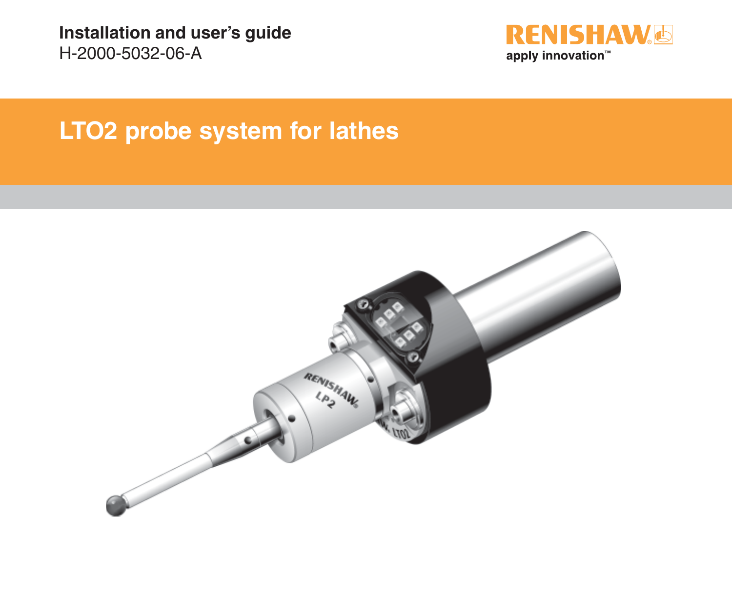**Installation and user's guide**
H-2000-5032-06-A

RENISHAW
apply innovation™

# LTO2 probe system for lathes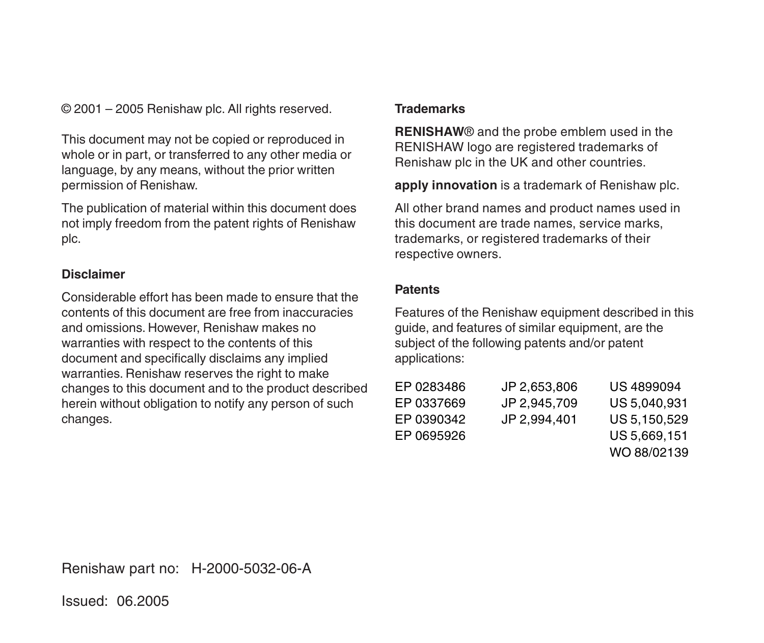© 2001 – 2005 Renishaw plc. All rights reserved.

This document may not be copied or reproduced in whole or in part, or transferred to any other media or language, by any means, without the prior written permission of Renishaw.

The publication of material within this document does not imply freedom from the patent rights of Renishaw plc.

**Disclaimer**

Considerable effort has been made to ensure that the contents of this document are free from inaccuracies and omissions. However, Renishaw makes no warranties with respect to the contents of this document and specifically disclaims any implied warranties. Renishaw reserves the right to make changes to this document and to the product described herein without obligation to notify any person of such changes.

**Trademarks**

**RENISHAW**® and the probe emblem used in the RENISHAW logo are registered trademarks of Renishaw plc in the UK and other countries.

**apply innovation** is a trademark of Renishaw plc.

All other brand names and product names used in this document are trade names, service marks, trademarks, or registered trademarks of their respective owners.

**Patents**

Features of the Renishaw equipment described in this guide, and features of similar equipment, are the subject of the following patents and/or patent applications:

| | | |
|---|---|---|
| EP 0283486 | JP 2,653,806 | US 4899094 |
| EP 0337669 | JP 2,945,709 | US 5,040,931 |
| EP 0390342 | JP 2,994,401 | US 5,150,529 |
| EP 0695926 | | US 5,669,151 |
| | | WO 88/02139 |

Renishaw part no: H-2000-5032-06-A

Issued: 06.2005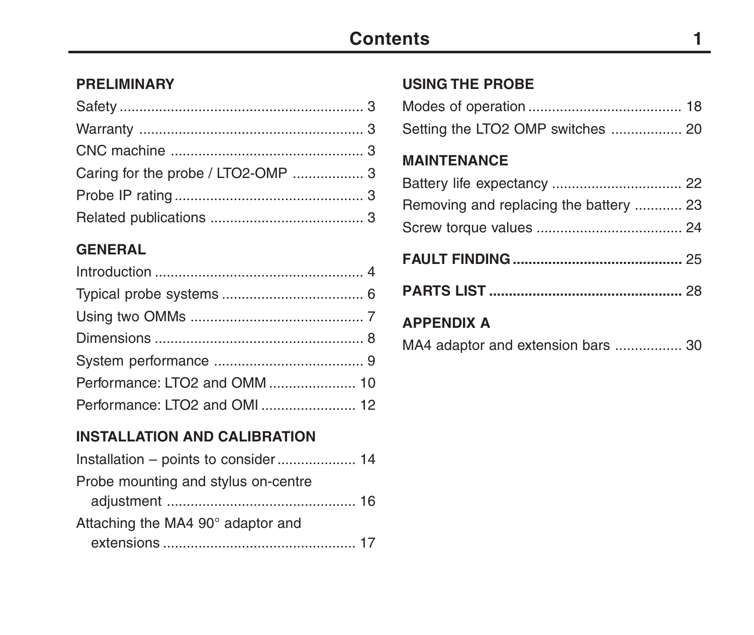# Contents

## PRELIMINARY

Safety .............................................................. 3

Warranty .......................................................... 3

CNC machine ................................................. 3

Caring for the probe / LTO2-OMP .................. 3

Probe IP rating ................................................ 3

Related publications ....................................... 3

## GENERAL

Introduction ..................................................... 4

Typical probe systems .................................... 6

Using two OMMs ............................................ 7

Dimensions ..................................................... 8

System performance ...................................... 9

Performance: LTO2 and OMM ...................... 10

Performance: LTO2 and OMI ........................ 12

## INSTALLATION AND CALIBRATION

Installation – points to consider .................... 14

Probe mounting and stylus on-centre adjustment ................................................ 16

Attaching the MA4 90° adaptor and extensions ................................................. 17

## USING THE PROBE

Modes of operation ...................................... 18

Setting the LTO2 OMP switches .................. 20

## MAINTENANCE

Battery life expectancy ................................. 22

Removing and replacing the battery ............ 23

Screw torque values ..................................... 24

## FAULT FINDING ........................................... 25

## PARTS LIST ................................................. 28

## APPENDIX A

MA4 adaptor and extension bars ................. 30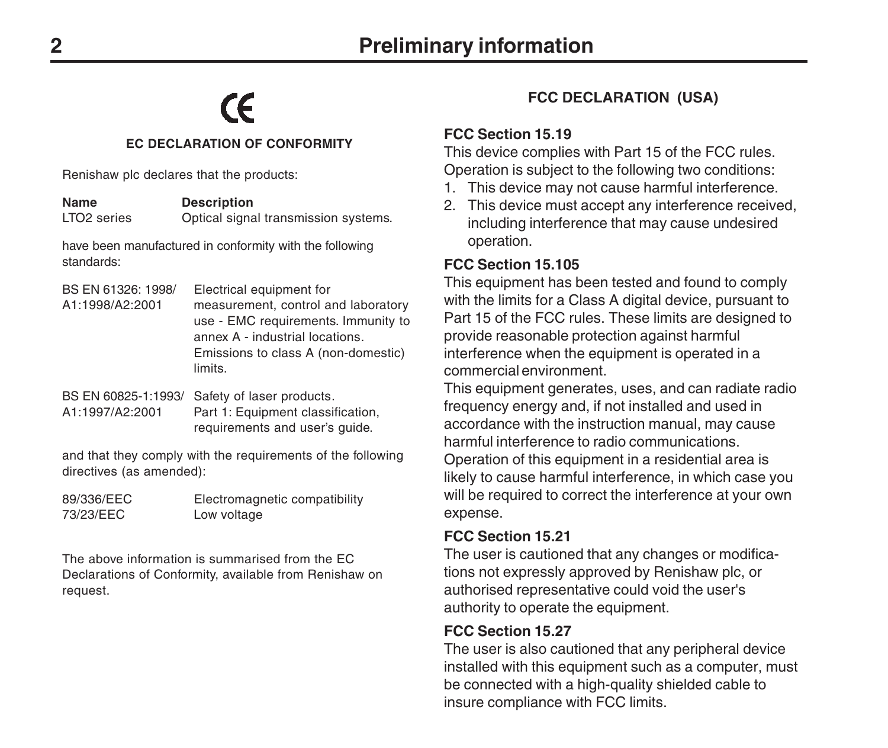# Preliminary information

CE

## EC DECLARATION OF CONFORMITY

Renishaw plc declares that the products:

| Name | Description |
|---|---|
| LTO2 series | Optical signal transmission systems. |

have been manufactured in conformity with the following standards:

| | |
|---|---|
| BS EN 61326: 1998/ A1:1998/A2:2001 | Electrical equipment for measurement, control and laboratory use - EMC requirements. Immunity to annex A - industrial locations. Emissions to class A (non-domestic) limits. |
| BS EN 60825-1:1993/ A1:1997/A2:2001 | Safety of laser products. Part 1: Equipment classification, requirements and user's guide. |

and that they comply with the requirements of the following directives (as amended):

| | |
|---|---|
| 89/336/EEC | Electromagnetic compatibility |
| 73/23/EEC | Low voltage |

The above information is summarised from the EC Declarations of Conformity, available from Renishaw on request.

## FCC DECLARATION (USA)

### FCC Section 15.19

This device complies with Part 15 of the FCC rules. Operation is subject to the following two conditions:

1. This device may not cause harmful interference.
2. This device must accept any interference received, including interference that may cause undesired operation.

### FCC Section 15.105

This equipment has been tested and found to comply with the limits for a Class A digital device, pursuant to Part 15 of the FCC rules. These limits are designed to provide reasonable protection against harmful interference when the equipment is operated in a commercial environment.

This equipment generates, uses, and can radiate radio frequency energy and, if not installed and used in accordance with the instruction manual, may cause harmful interference to radio communications.

Operation of this equipment in a residential area is likely to cause harmful interference, in which case you will be required to correct the interference at your own expense.

### FCC Section 15.21

The user is cautioned that any changes or modifications not expressly approved by Renishaw plc, or authorised representative could void the user's authority to operate the equipment.

### FCC Section 15.27

The user is also cautioned that any peripheral device installed with this equipment such as a computer, must be connected with a high-quality shielded cable to insure compliance with FCC limits.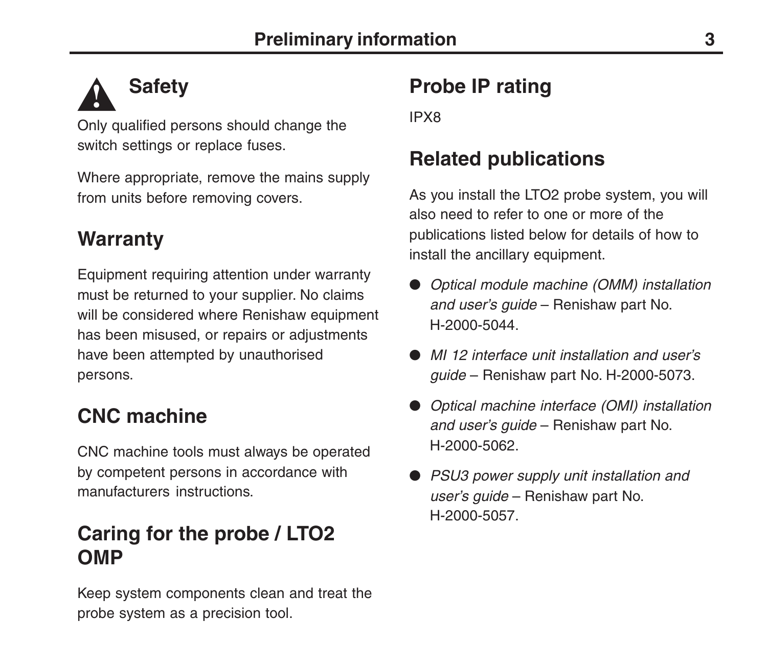## Safety

Only qualified persons should change the switch settings or replace fuses.

Where appropriate, remove the mains supply from units before removing covers.

## Warranty

Equipment requiring attention under warranty must be returned to your supplier. No claims will be considered where Renishaw equipment has been misused, or repairs or adjustments have been attempted by unauthorised persons.

## CNC machine

CNC machine tools must always be operated by competent persons in accordance with manufacturers instructions.

## Caring for the probe / LTO2 OMP

Keep system components clean and treat the probe system as a precision tool.

## Probe IP rating

IPX8

## Related publications

As you install the LTO2 probe system, you will also need to refer to one or more of the publications listed below for details of how to install the ancillary equipment.

- *Optical module machine (OMM) installation and user's guide* – Renishaw part No. H-2000-5044.
- *MI 12 interface unit installation and user's guide* – Renishaw part No. H-2000-5073.
- *Optical machine interface (OMI) installation and user's guide* – Renishaw part No. H-2000-5062.
- *PSU3 power supply unit installation and user's guide* – Renishaw part No. H-2000-5057.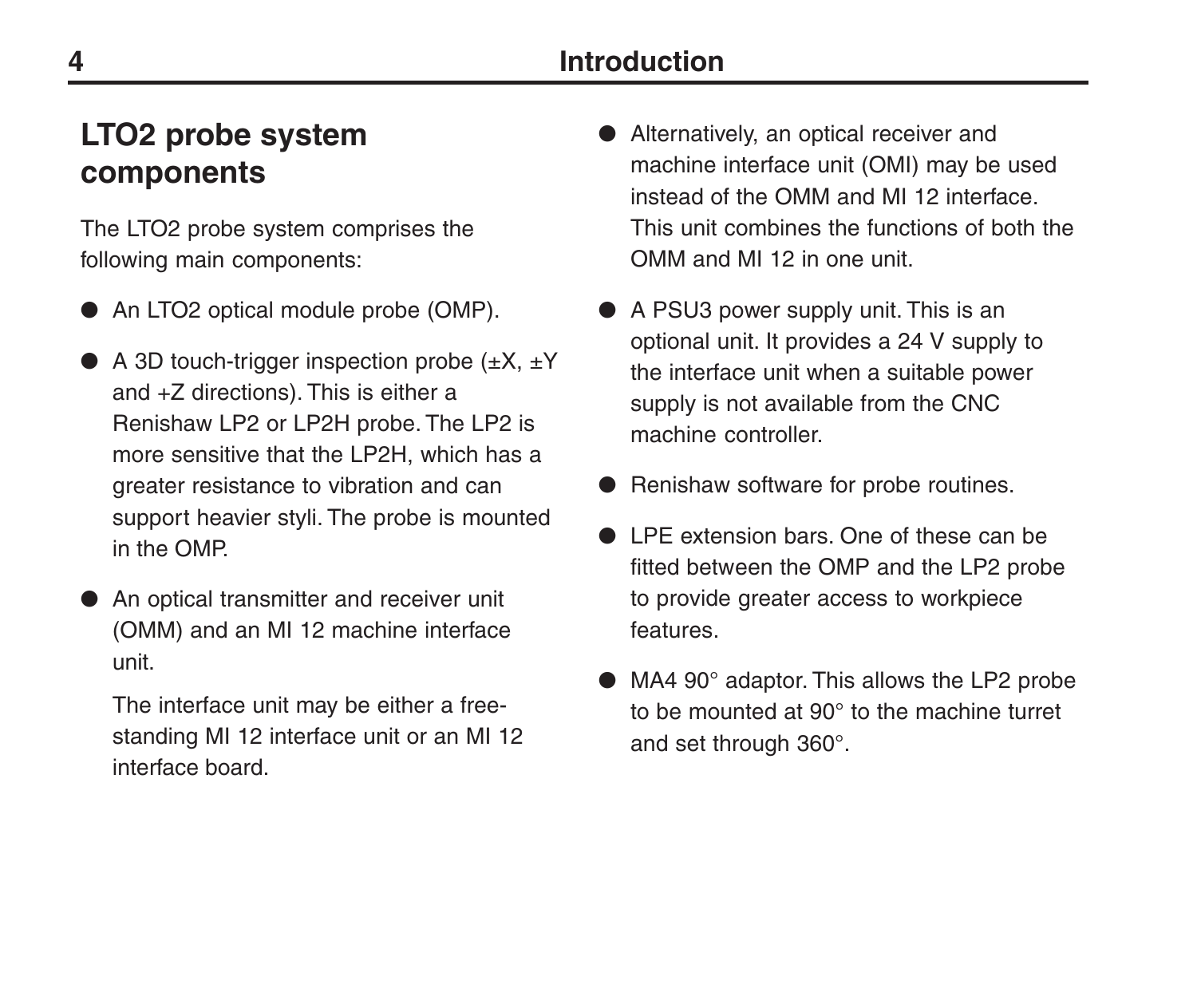## LTO2 probe system components

The LTO2 probe system comprises the following main components:

- An LTO2 optical module probe (OMP).
- A 3D touch-trigger inspection probe (±X, ±Y and +Z directions). This is either a Renishaw LP2 or LP2H probe. The LP2 is more sensitive that the LP2H, which has a greater resistance to vibration and can support heavier styli. The probe is mounted in the OMP.
- An optical transmitter and receiver unit (OMM) and an MI 12 machine interface unit.

  The interface unit may be either a free-standing MI 12 interface unit or an MI 12 interface board.
- Alternatively, an optical receiver and machine interface unit (OMI) may be used instead of the OMM and MI 12 interface. This unit combines the functions of both the OMM and MI 12 in one unit.
- A PSU3 power supply unit. This is an optional unit. It provides a 24 V supply to the interface unit when a suitable power supply is not available from the CNC machine controller.
- Renishaw software for probe routines.
- LPE extension bars. One of these can be fitted between the OMP and the LP2 probe to provide greater access to workpiece features.
- MA4 90° adaptor. This allows the LP2 probe to be mounted at 90° to the machine turret and set through 360°.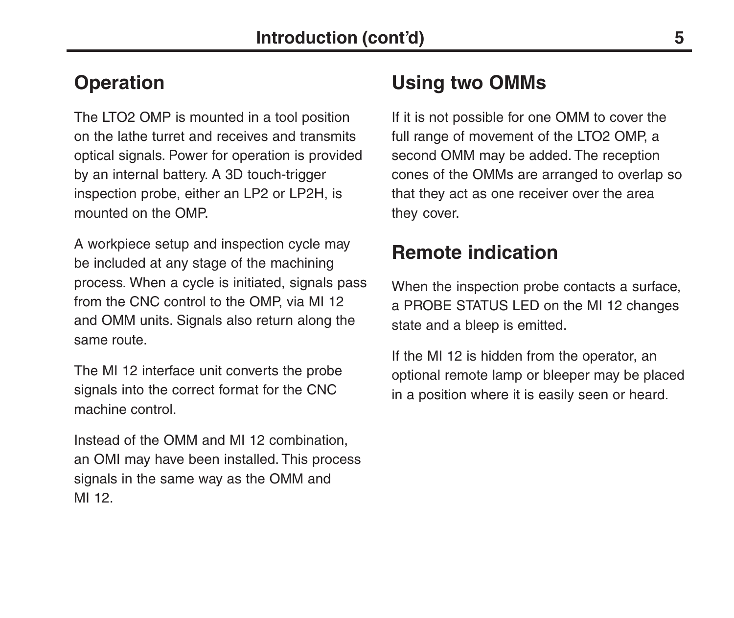## Operation

The LTO2 OMP is mounted in a tool position on the lathe turret and receives and transmits optical signals. Power for operation is provided by an internal battery. A 3D touch-trigger inspection probe, either an LP2 or LP2H, is mounted on the OMP.

A workpiece setup and inspection cycle may be included at any stage of the machining process. When a cycle is initiated, signals pass from the CNC control to the OMP, via MI 12 and OMM units. Signals also return along the same route.

The MI 12 interface unit converts the probe signals into the correct format for the CNC machine control.

Instead of the OMM and MI 12 combination, an OMI may have been installed. This process signals in the same way as the OMM and MI 12.

## Using two OMMs

If it is not possible for one OMM to cover the full range of movement of the LTO2 OMP, a second OMM may be added. The reception cones of the OMMs are arranged to overlap so that they act as one receiver over the area they cover.

## Remote indication

When the inspection probe contacts a surface, a PROBE STATUS LED on the MI 12 changes state and a bleep is emitted.

If the MI 12 is hidden from the operator, an optional remote lamp or bleeper may be placed in a position where it is easily seen or heard.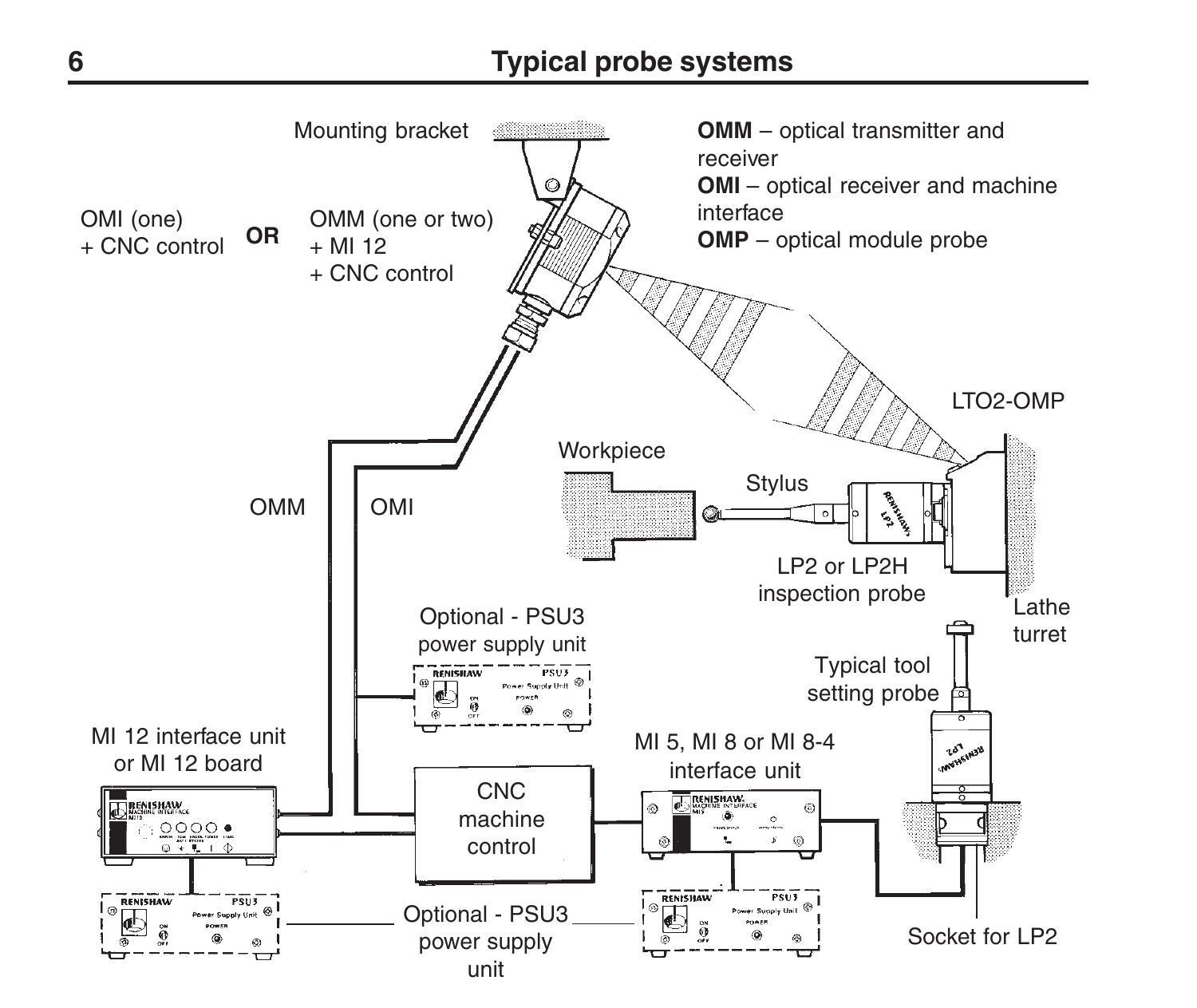# Typical probe systems

**OMM** – optical transmitter and receiver

**OMI** – optical receiver and machine interface

**OMP** – optical module probe

OMI (one) + CNC control **OR** OMM (one or two) + MI 12 + CNC control

Mounting bracket

LTO2-OMP

Workpiece

Stylus

LP2 or LP2H inspection probe

Lathe turret

OMM

OMI

Optional - PSU3 power supply unit

Typical tool setting probe

MI 12 interface unit or MI 12 board

CNC machine control

MI 5, MI 8 or MI 8-4 interface unit

Optional - PSU3 power supply unit

Socket for LP2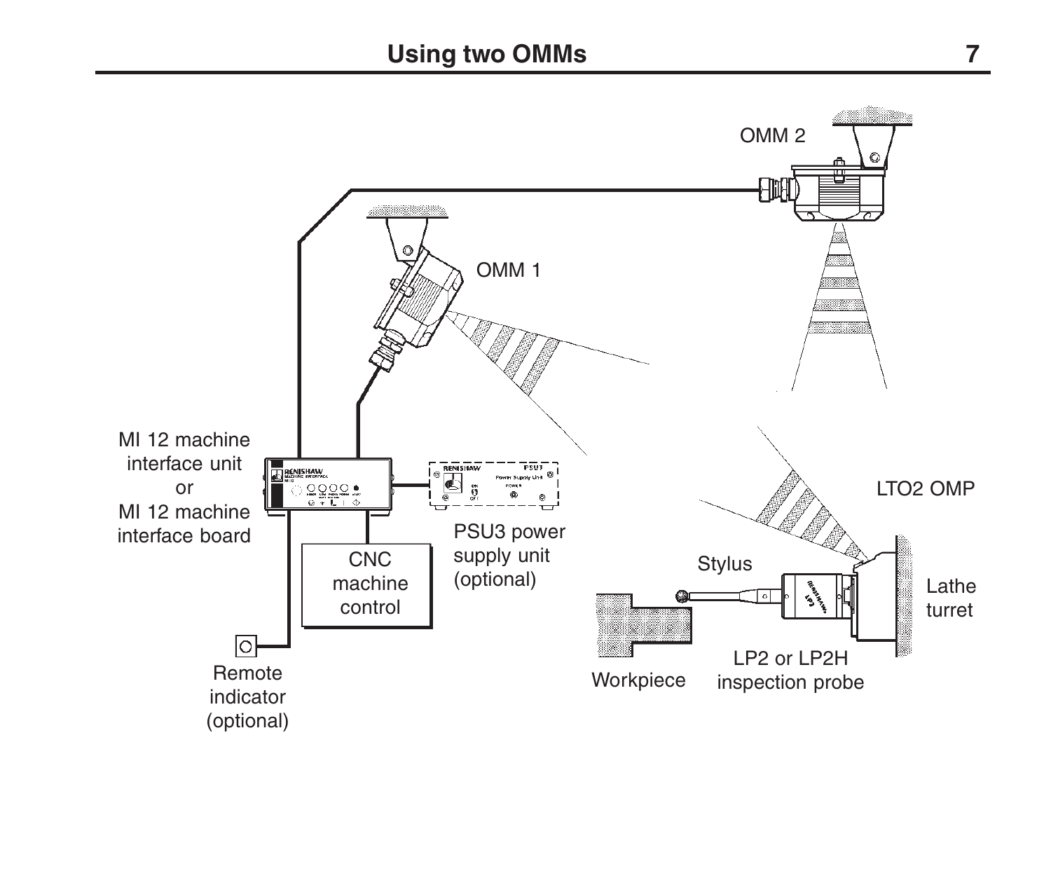# Using two OMMs

OMM 2

OMM 1

MI 12 machine interface unit or MI 12 machine interface board

PSU3 power supply unit (optional)

CNC machine control

Remote indicator (optional)

LTO2 OMP

Stylus

Lathe turret

Workpiece

LP2 or LP2H inspection probe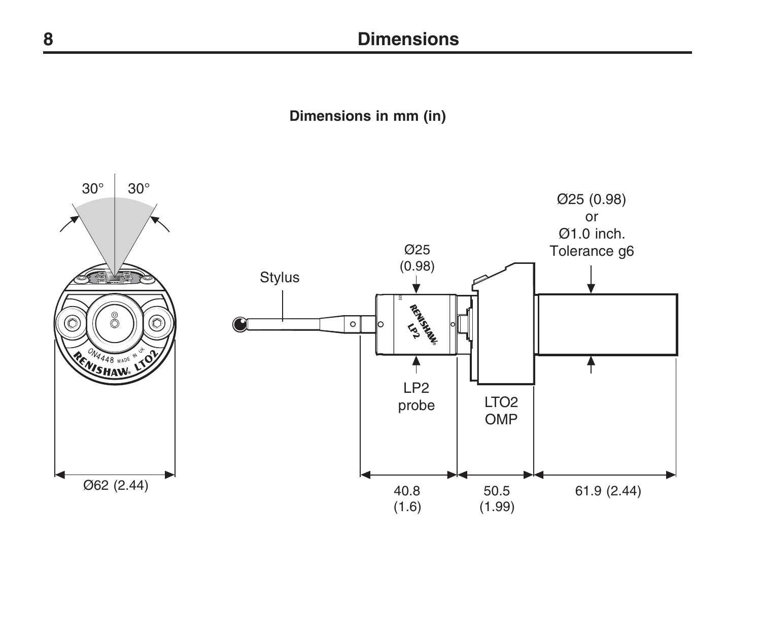# Dimensions

**Dimensions in mm (in)**

30° 30°

Ø62 (2.44)

Stylus

Ø25 (0.98)

LP2 probe

LTO2 OMP

Ø25 (0.98) or Ø1.0 inch. Tolerance g6

40.8 (1.6)

50.5 (1.99)

61.9 (2.44)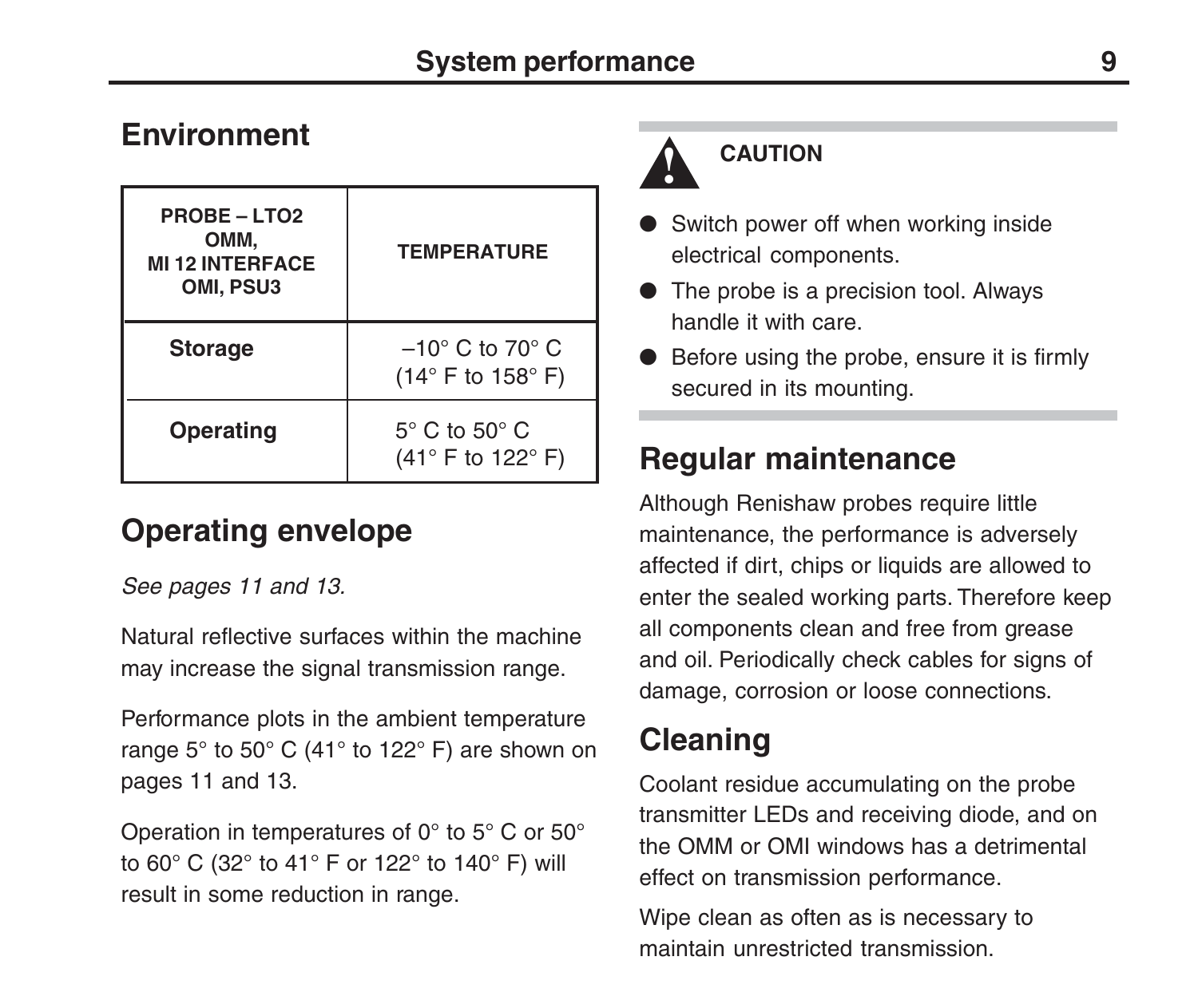## Environment

| PROBE – LTO2 OMM, MI 12 INTERFACE OMI, PSU3 | TEMPERATURE |
|---|---|
| **Storage** | –10° C to 70° C (14° F to 158° F) |
| **Operating** | 5° C to 50° C (41° F to 122° F) |

## Operating envelope

*See pages 11 and 13.*

Natural reflective surfaces within the machine may increase the signal transmission range.

Performance plots in the ambient temperature range 5° to 50° C (41° to 122° F) are shown on pages 11 and 13.

Operation in temperatures of 0° to 5° C or 50° to 60° C (32° to 41° F or 122° to 140° F) will result in some reduction in range.

**CAUTION**

- Switch power off when working inside electrical components.
- The probe is a precision tool. Always handle it with care.
- Before using the probe, ensure it is firmly secured in its mounting.

## Regular maintenance

Although Renishaw probes require little maintenance, the performance is adversely affected if dirt, chips or liquids are allowed to enter the sealed working parts. Therefore keep all components clean and free from grease and oil. Periodically check cables for signs of damage, corrosion or loose connections.

## Cleaning

Coolant residue accumulating on the probe transmitter LEDs and receiving diode, and on the OMM or OMI windows has a detrimental effect on transmission performance.

Wipe clean as often as is necessary to maintain unrestricted transmission.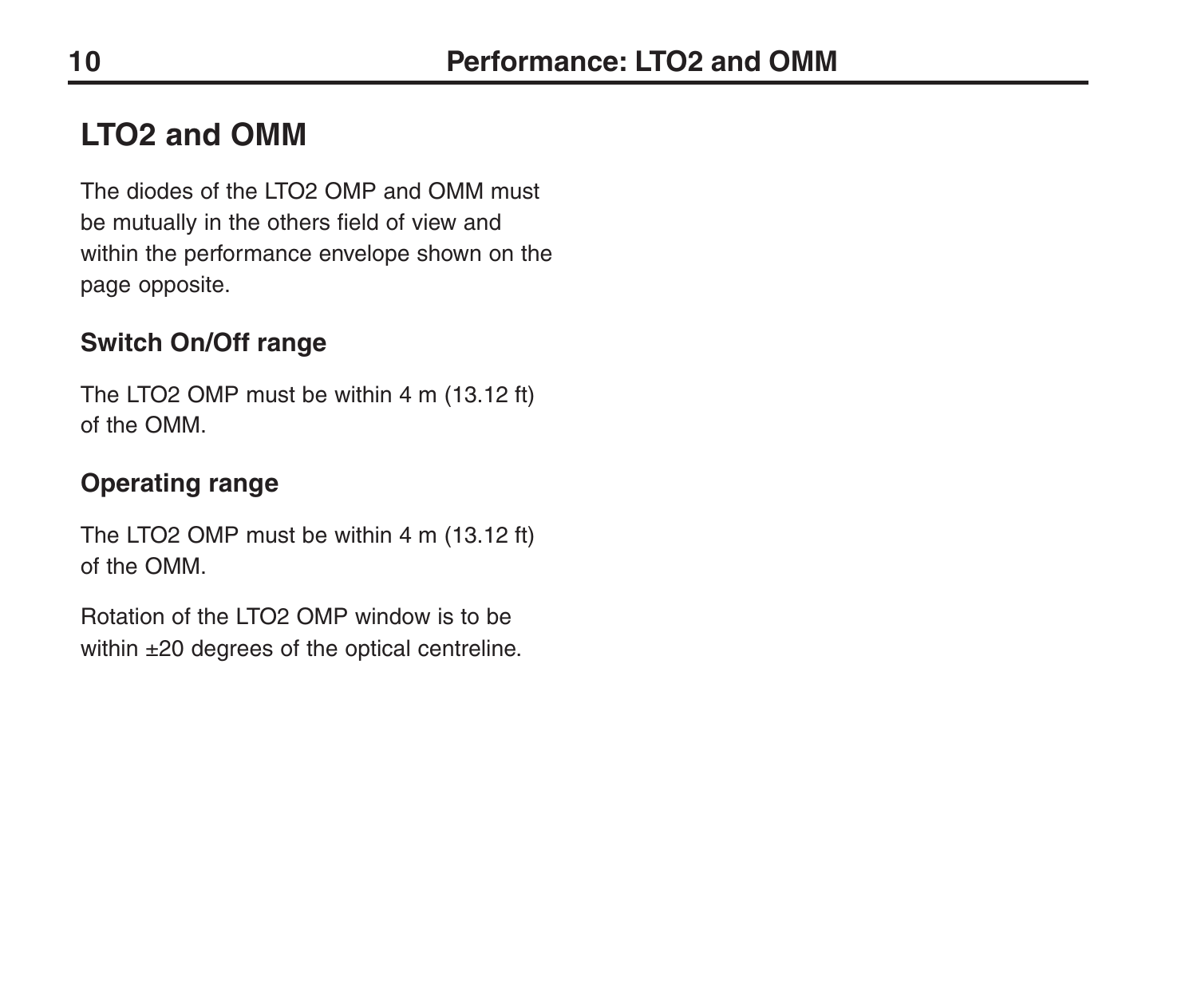# LTO2 and OMM

The diodes of the LTO2 OMP and OMM must be mutually in the others field of view and within the performance envelope shown on the page opposite.

## Switch On/Off range

The LTO2 OMP must be within 4 m (13.12 ft) of the OMM.

## Operating range

The LTO2 OMP must be within 4 m (13.12 ft) of the OMM.

Rotation of the LTO2 OMP window is to be within ±20 degrees of the optical centreline.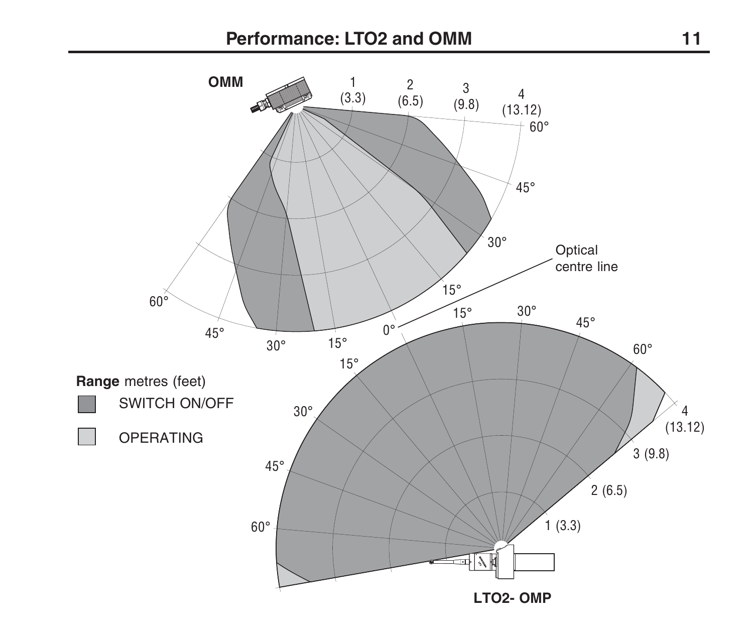# Performance: LTO2 and OMM

OMM

Optical centre line

LTO2- OMP

**Range** metres (feet)

SWITCH ON/OFF

OPERATING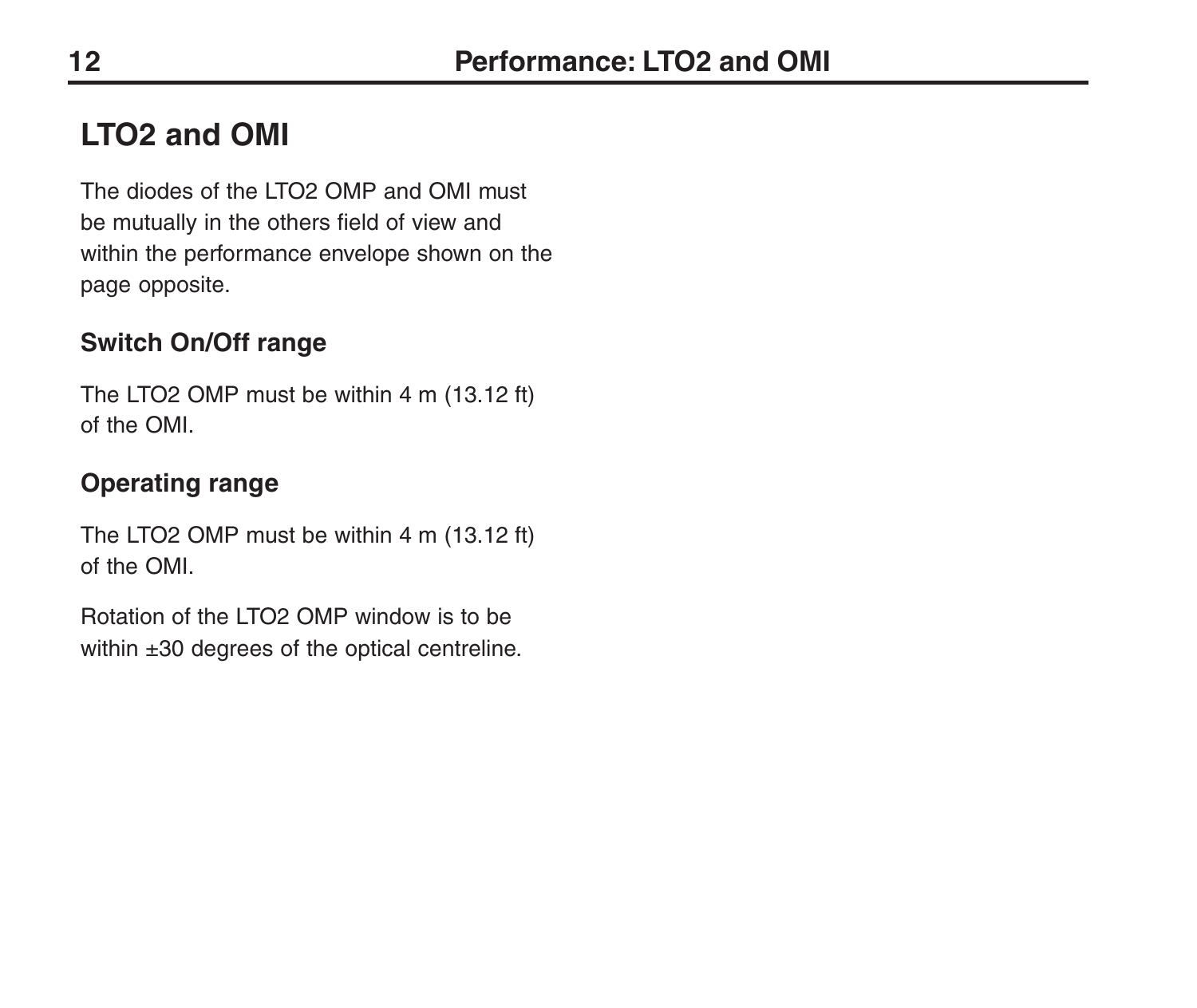## LTO2 and OMI

The diodes of the LTO2 OMP and OMI must be mutually in the others field of view and within the performance envelope shown on the page opposite.

### Switch On/Off range

The LTO2 OMP must be within 4 m (13.12 ft) of the OMI.

### Operating range

The LTO2 OMP must be within 4 m (13.12 ft) of the OMI.

Rotation of the LTO2 OMP window is to be within ±30 degrees of the optical centreline.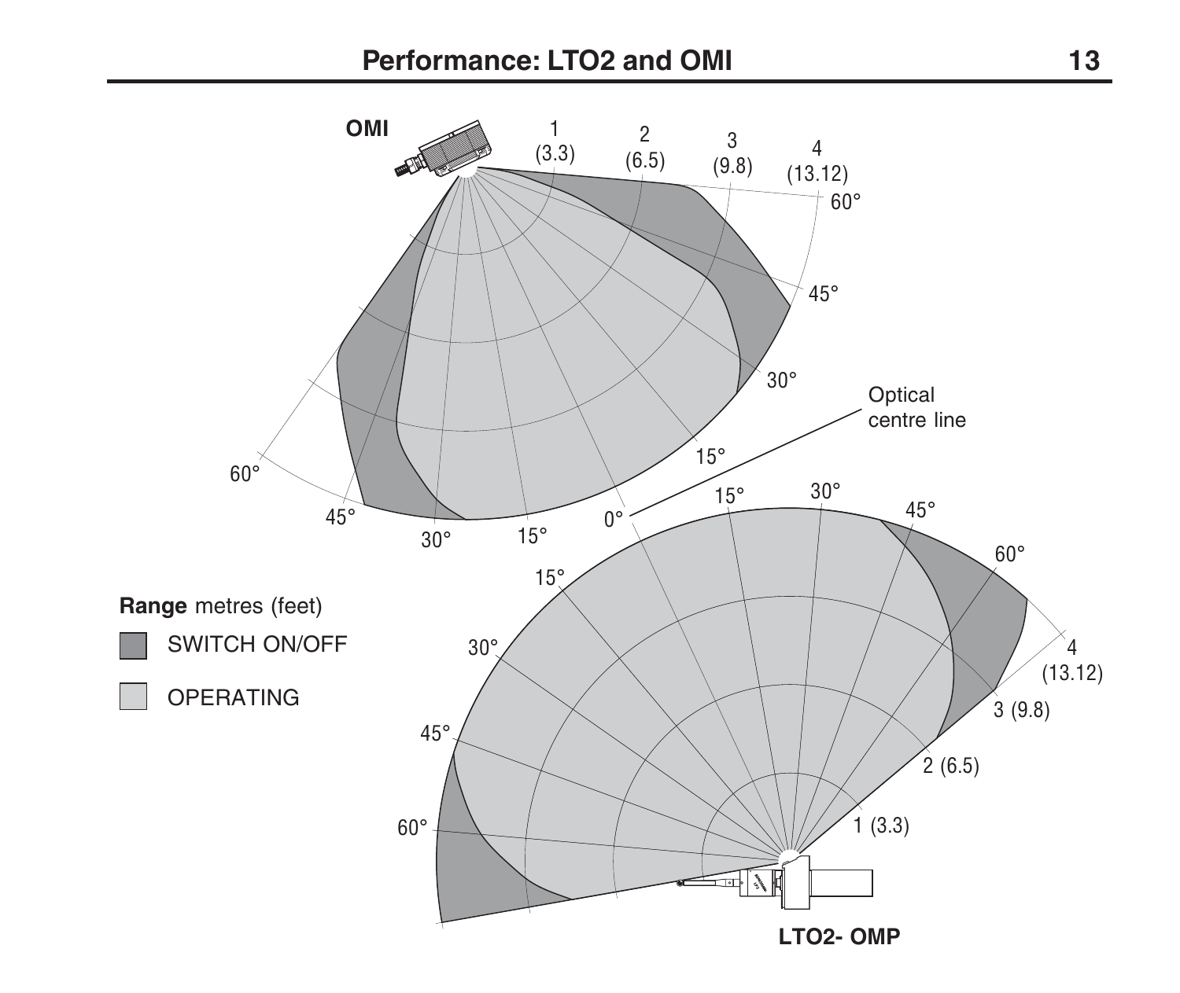# Performance: LTO2 and OMI

OMI

1 (3.3)

2 (6.5)

3 (9.8)

4 (13.12)

60°

45°

30°

15°

0°

Optical centre line

15°

30°

45°

60°

**Range** metres (feet)

SWITCH ON/OFF

OPERATING

15°

30°

45°

60°

15°

30°

45°

60°

4 (13.12)

3 (9.8)

2 (6.5)

1 (3.3)

LTO2- OMP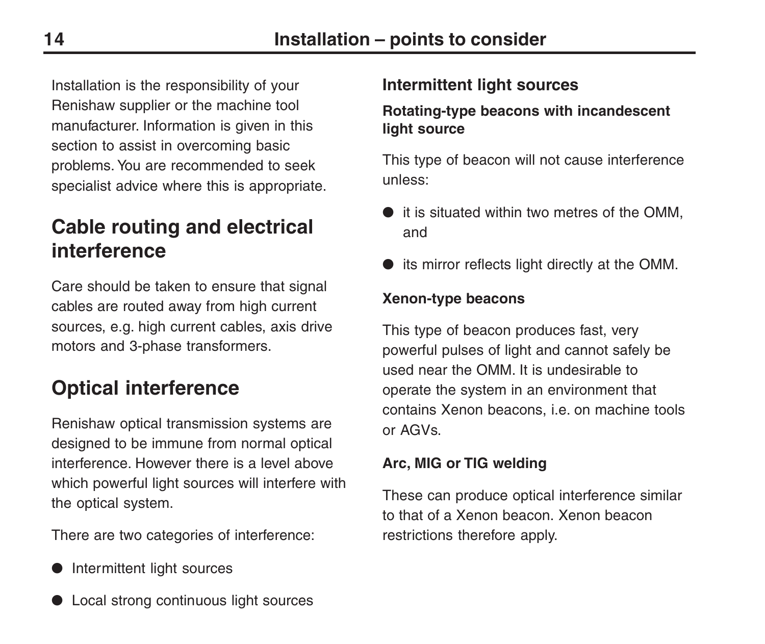Installation is the responsibility of your Renishaw supplier or the machine tool manufacturer. Information is given in this section to assist in overcoming basic problems. You are recommended to seek specialist advice where this is appropriate.

## Cable routing and electrical interference

Care should be taken to ensure that signal cables are routed away from high current sources, e.g. high current cables, axis drive motors and 3-phase transformers.

## Optical interference

Renishaw optical transmission systems are designed to be immune from normal optical interference. However there is a level above which powerful light sources will interfere with the optical system.

There are two categories of interference:

- Intermittent light sources
- Local strong continuous light sources

### Intermittent light sources

#### Rotating-type beacons with incandescent light source

This type of beacon will not cause interference unless:

- it is situated within two metres of the OMM, and
- its mirror reflects light directly at the OMM.

#### Xenon-type beacons

This type of beacon produces fast, very powerful pulses of light and cannot safely be used near the OMM. It is undesirable to operate the system in an environment that contains Xenon beacons, i.e. on machine tools or AGVs.

#### Arc, MIG or TIG welding

These can produce optical interference similar to that of a Xenon beacon. Xenon beacon restrictions therefore apply.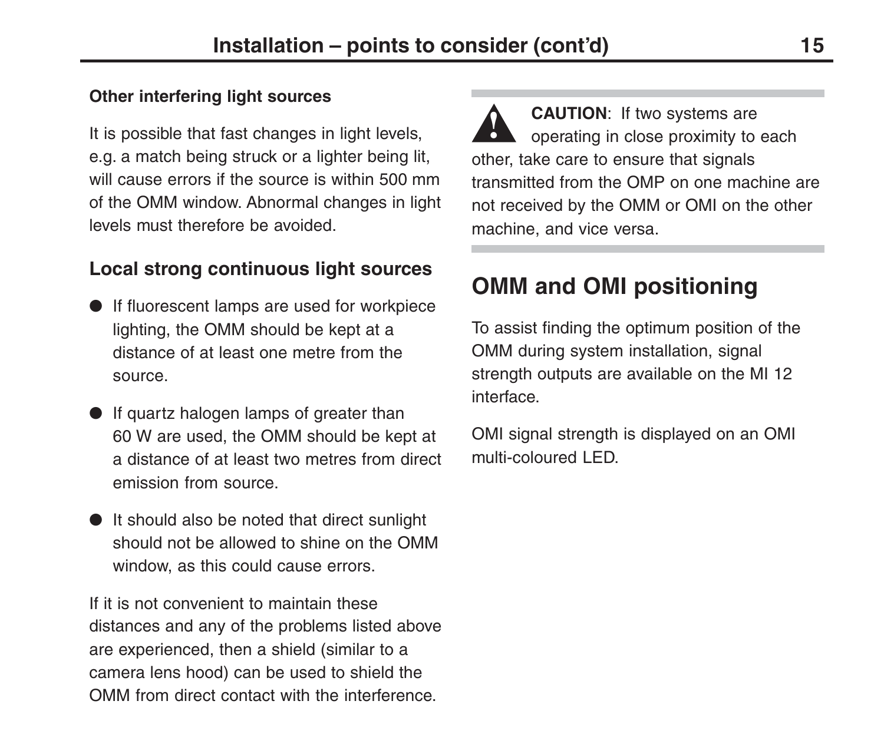### Other interfering light sources

It is possible that fast changes in light levels, e.g. a match being struck or a lighter being lit, will cause errors if the source is within 500 mm of the OMM window. Abnormal changes in light levels must therefore be avoided.

### Local strong continuous light sources

- If fluorescent lamps are used for workpiece lighting, the OMM should be kept at a distance of at least one metre from the source.
- If quartz halogen lamps of greater than 60 W are used, the OMM should be kept at a distance of at least two metres from direct emission from source.
- It should also be noted that direct sunlight should not be allowed to shine on the OMM window, as this could cause errors.

If it is not convenient to maintain these distances and any of the problems listed above are experienced, then a shield (similar to a camera lens hood) can be used to shield the OMM from direct contact with the interference.

---

**CAUTION**: If two systems are operating in close proximity to each other, take care to ensure that signals transmitted from the OMP on one machine are not received by the OMM or OMI on the other machine, and vice versa.

---

## OMM and OMI positioning

To assist finding the optimum position of the OMM during system installation, signal strength outputs are available on the MI 12 interface.

OMI signal strength is displayed on an OMI multi-coloured LED.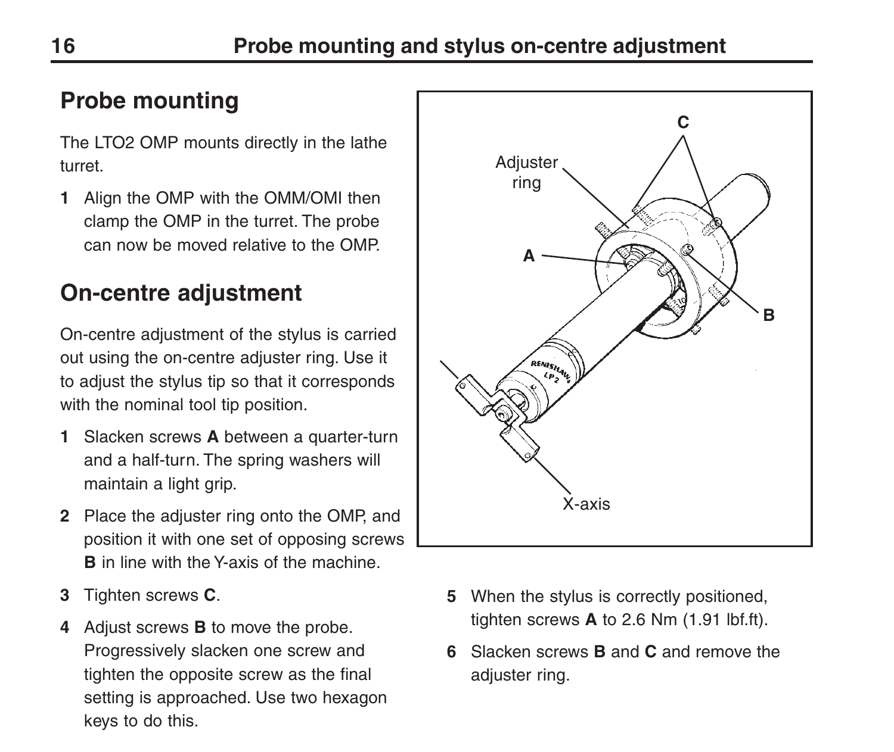## Probe mounting

The LTO2 OMP mounts directly in the lathe turret.

1. Align the OMP with the OMM/OMI then clamp the OMP in the turret. The probe can now be moved relative to the OMP.

## On-centre adjustment

On-centre adjustment of the stylus is carried out using the on-centre adjuster ring. Use it to adjust the stylus tip so that it corresponds with the nominal tool tip position.

1. Slacken screws **A** between a quarter-turn and a half-turn. The spring washers will maintain a light grip.
2. Place the adjuster ring onto the OMP, and position it with one set of opposing screws **B** in line with the Y-axis of the machine.
3. Tighten screws **C**.
4. Adjust screws **B** to move the probe. Progressively slacken one screw and tighten the opposite screw as the final setting is approached. Use two hexagon keys to do this.
5. When the stylus is correctly positioned, tighten screws **A** to 2.6 Nm (1.91 lbf.ft).
6. Slacken screws **B** and **C** and remove the adjuster ring.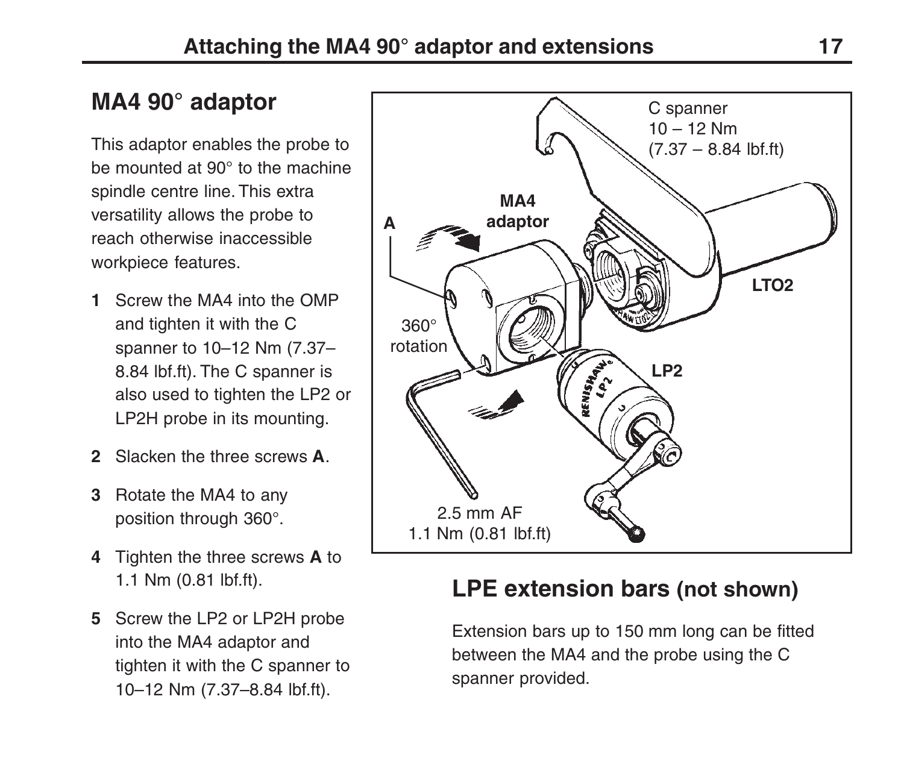## MA4 90° adaptor

This adaptor enables the probe to be mounted at 90° to the machine spindle centre line. This extra versatility allows the probe to reach otherwise inaccessible workpiece features.

1. Screw the MA4 into the OMP and tighten it with the C spanner to 10–12 Nm (7.37–8.84 lbf.ft). The C spanner is also used to tighten the LP2 or LP2H probe in its mounting.
2. Slacken the three screws **A**.
3. Rotate the MA4 to any position through 360°.
4. Tighten the three screws **A** to 1.1 Nm (0.81 lbf.ft).
5. Screw the LP2 or LP2H probe into the MA4 adaptor and tighten it with the C spanner to 10–12 Nm (7.37–8.84 lbf.ft).

## LPE extension bars (not shown)

Extension bars up to 150 mm long can be fitted between the MA4 and the probe using the C spanner provided.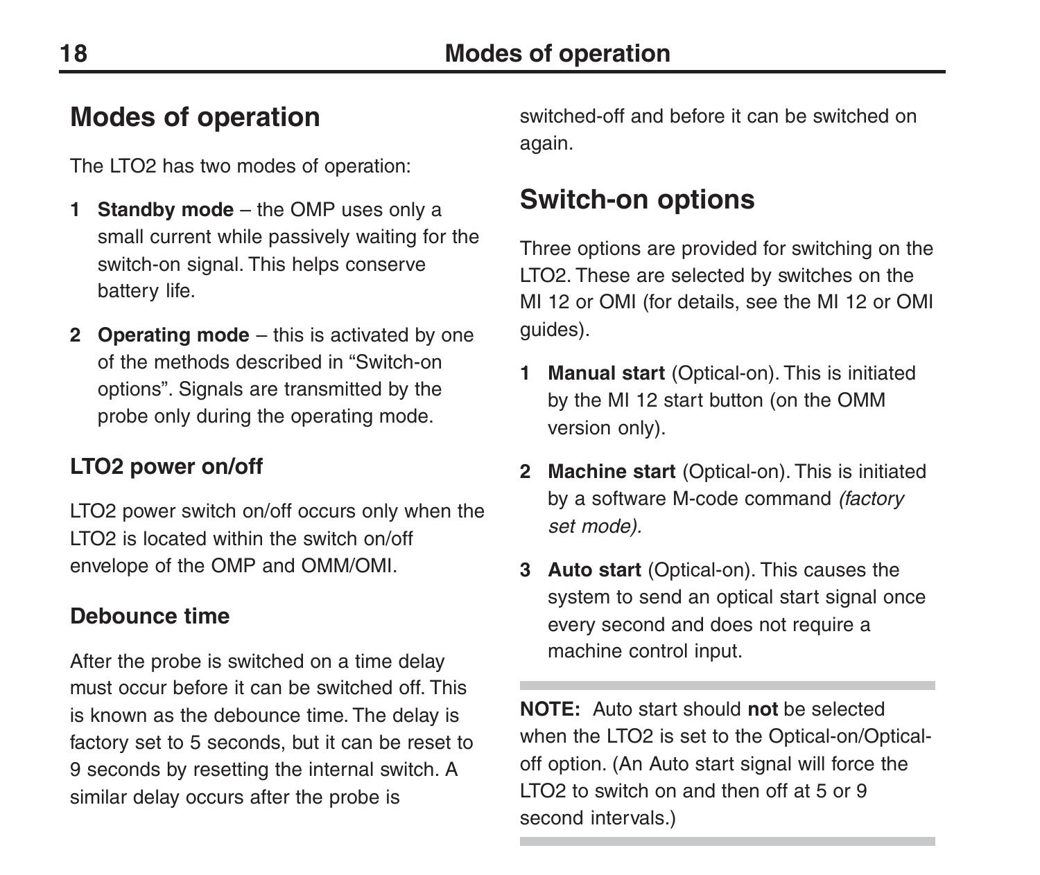## Modes of operation

The LTO2 has two modes of operation:

1. **Standby mode** – the OMP uses only a small current while passively waiting for the switch-on signal. This helps conserve battery life.
2. **Operating mode** – this is activated by one of the methods described in “Switch-on options”. Signals are transmitted by the probe only during the operating mode.

### LTO2 power on/off

LTO2 power switch on/off occurs only when the LTO2 is located within the switch on/off envelope of the OMP and OMM/OMI.

### Debounce time

After the probe is switched on a time delay must occur before it can be switched off. This is known as the debounce time. The delay is factory set to 5 seconds, but it can be reset to 9 seconds by resetting the internal switch. A similar delay occurs after the probe is switched-off and before it can be switched on again.

## Switch-on options

Three options are provided for switching on the LTO2. These are selected by switches on the MI 12 or OMI (for details, see the MI 12 or OMI guides).

1. **Manual start** (Optical-on). This is initiated by the MI 12 start button (on the OMM version only).
2. **Machine start** (Optical-on). This is initiated by a software M-code command *(factory set mode).*
3. **Auto start** (Optical-on). This causes the system to send an optical start signal once every second and does not require a machine control input.

---

**NOTE:** Auto start should **not** be selected when the LTO2 is set to the Optical-on/Optical-off option. (An Auto start signal will force the LTO2 to switch on and then off at 5 or 9 second intervals.)

---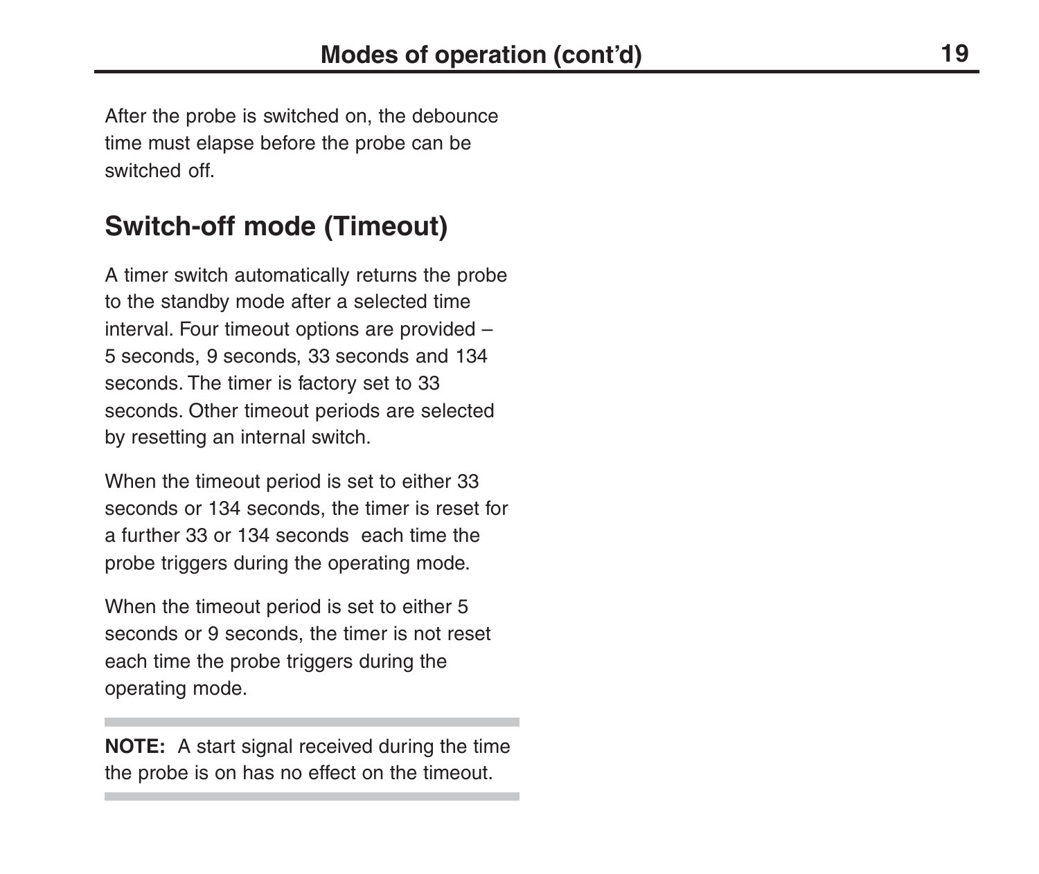After the probe is switched on, the debounce time must elapse before the probe can be switched off.

## Switch-off mode (Timeout)

A timer switch automatically returns the probe to the standby mode after a selected time interval. Four timeout options are provided – 5 seconds, 9 seconds, 33 seconds and 134 seconds. The timer is factory set to 33 seconds. Other timeout periods are selected by resetting an internal switch.

When the timeout period is set to either 33 seconds or 134 seconds, the timer is reset for a further 33 or 134 seconds each time the probe triggers during the operating mode.

When the timeout period is set to either 5 seconds or 9 seconds, the timer is not reset each time the probe triggers during the operating mode.

---

**NOTE:** A start signal received during the time the probe is on has no effect on the timeout.

---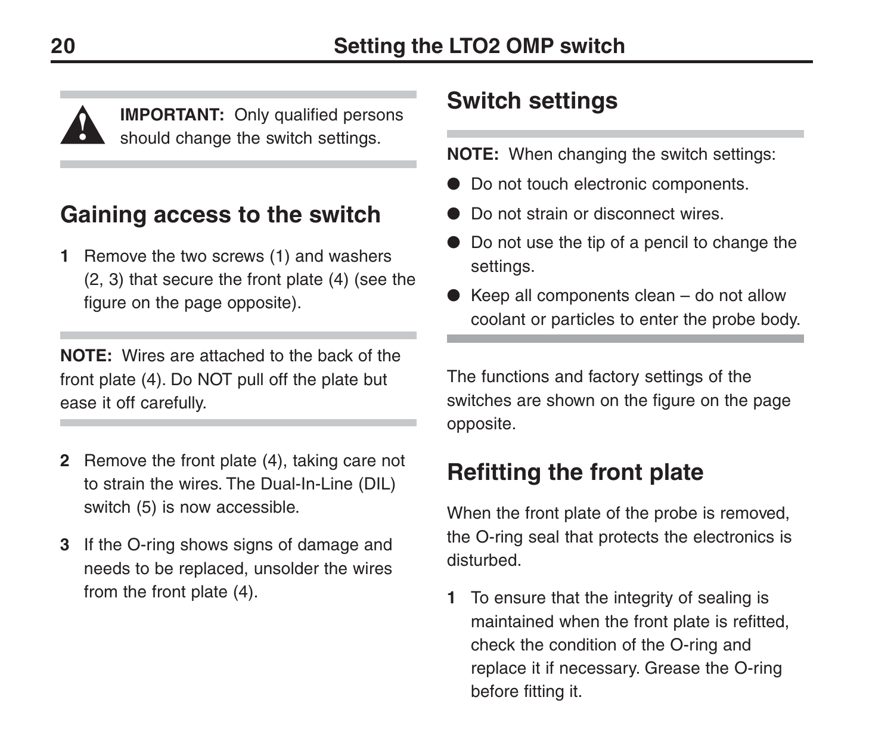**IMPORTANT:** Only qualified persons should change the switch settings.

## Gaining access to the switch

1 Remove the two screws (1) and washers (2, 3) that secure the front plate (4) (see the figure on the page opposite).

**NOTE:** Wires are attached to the back of the front plate (4). Do NOT pull off the plate but ease it off carefully.

2 Remove the front plate (4), taking care not to strain the wires. The Dual-In-Line (DIL) switch (5) is now accessible.

3 If the O-ring shows signs of damage and needs to be replaced, unsolder the wires from the front plate (4).

## Switch settings

**NOTE:** When changing the switch settings:

- Do not touch electronic components.
- Do not strain or disconnect wires.
- Do not use the tip of a pencil to change the settings.
- Keep all components clean – do not allow coolant or particles to enter the probe body.

The functions and factory settings of the switches are shown on the figure on the page opposite.

## Refitting the front plate

When the front plate of the probe is removed, the O-ring seal that protects the electronics is disturbed.

1 To ensure that the integrity of sealing is maintained when the front plate is refitted, check the condition of the O-ring and replace it if necessary. Grease the O-ring before fitting it.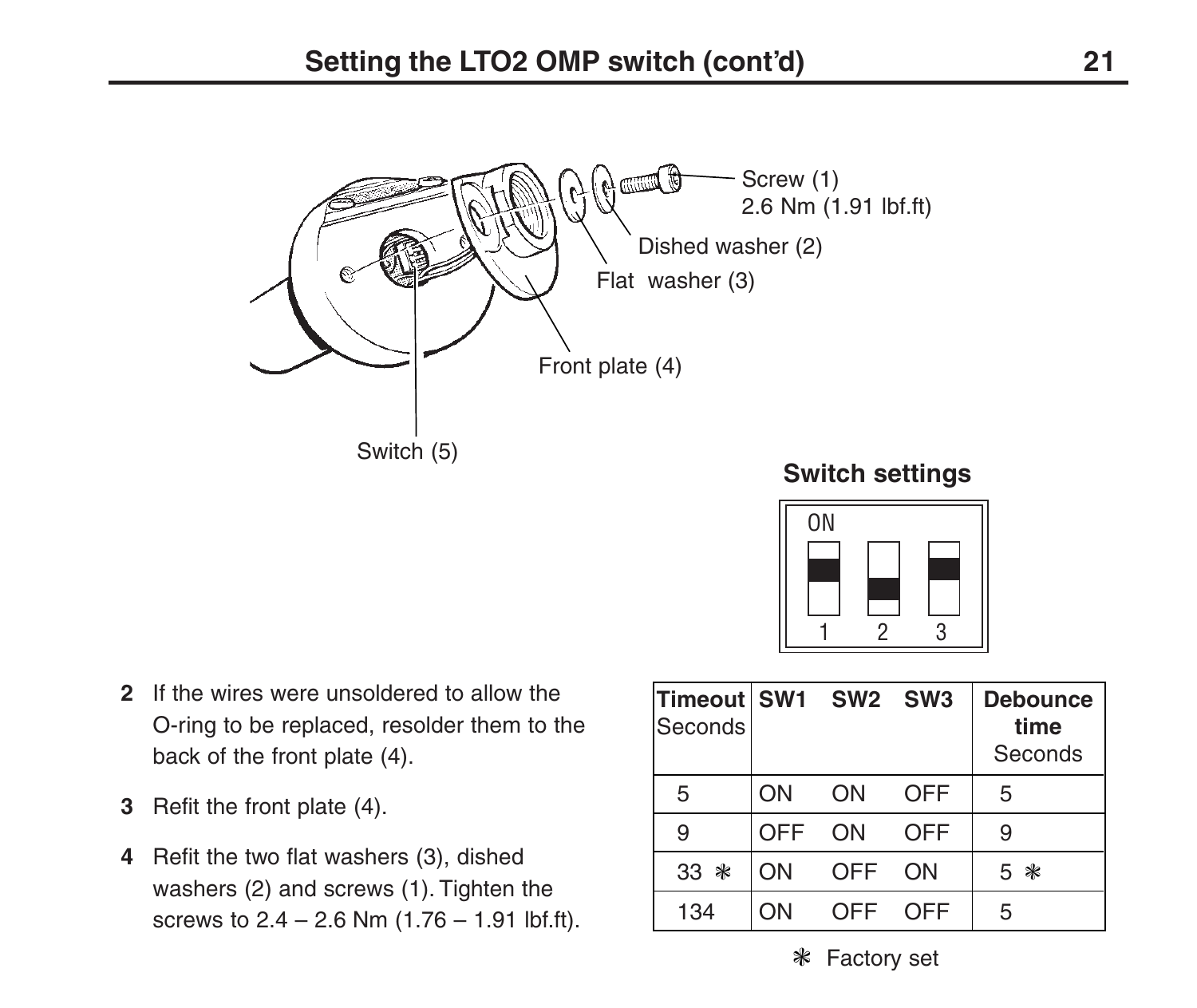## Setting the LTO2 OMP switch (cont'd)

Screw (1)
2.6 Nm (1.91 lbf.ft)

Dished washer (2)

Flat washer (3)

Front plate (4)

Switch (5)

**Switch settings**

2 If the wires were unsoldered to allow the O-ring to be replaced, resolder them to the back of the front plate (4).

3 Refit the front plate (4).

4 Refit the two flat washers (3), dished washers (2) and screws (1). Tighten the screws to 2.4 – 2.6 Nm (1.76 – 1.91 lbf.ft).

| **Timeout** Seconds | **SW1** | **SW2** | **SW3** | **Debounce time** Seconds |
|---|---|---|---|---|
| 5 | ON | ON | OFF | 5 |
| 9 | OFF | ON | OFF | 9 |
| 33 ✻ | ON | OFF | ON | 5 ✻ |
| 134 | ON | OFF | OFF | 5 |

✻ Factory set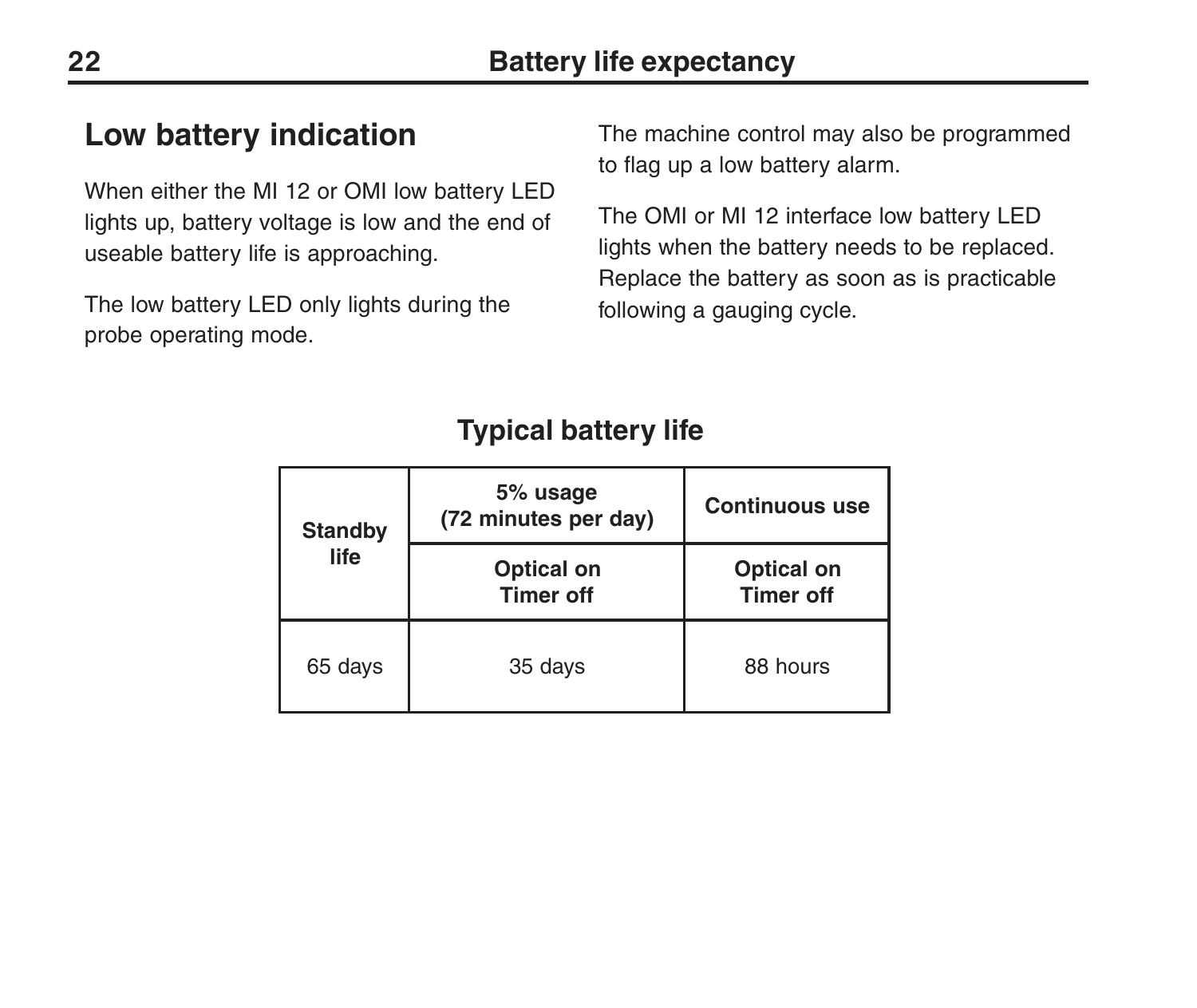## Low battery indication

When either the MI 12 or OMI low battery LED lights up, battery voltage is low and the end of useable battery life is approaching.

The low battery LED only lights during the probe operating mode.

The machine control may also be programmed to flag up a low battery alarm.

The OMI or MI 12 interface low battery LED lights when the battery needs to be replaced. Replace the battery as soon as is practicable following a gauging cycle.

### Typical battery life

| Standby life | 5% usage (72 minutes per day) | Continuous use |
|---|---|---|
| | Optical on Timer off | Optical on Timer off |
| 65 days | 35 days | 88 hours |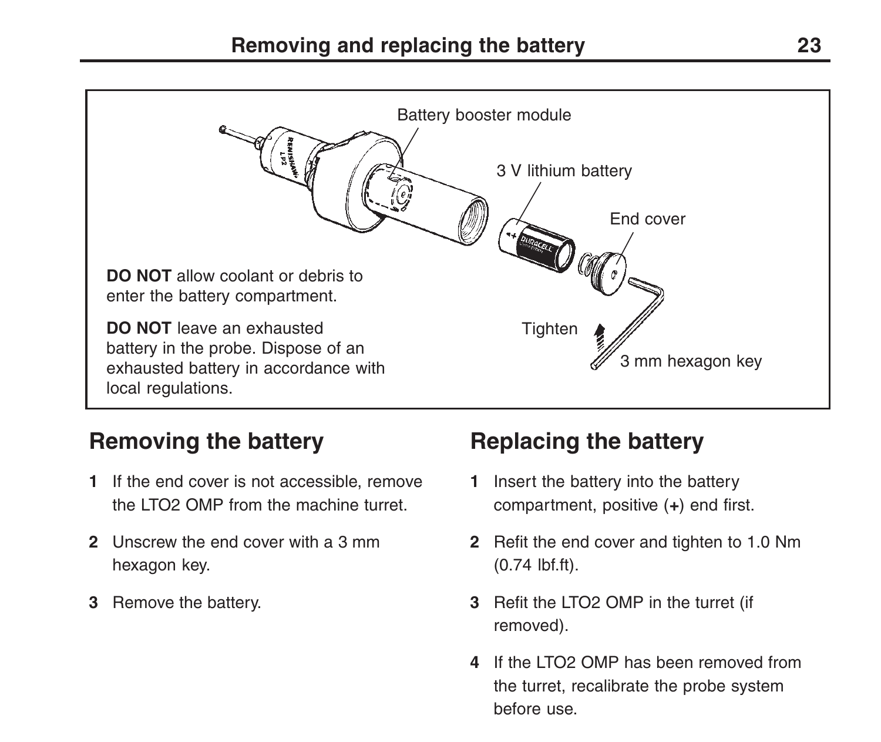# Removing and replacing the battery

Battery booster module

3 V lithium battery

End cover

**DO NOT** allow coolant or debris to enter the battery compartment.

**DO NOT** leave an exhausted battery in the probe. Dispose of an exhausted battery in accordance with local regulations.

Tighten

3 mm hexagon key

## Removing the battery

1 If the end cover is not accessible, remove the LTO2 OMP from the machine turret.

2 Unscrew the end cover with a 3 mm hexagon key.

3 Remove the battery.

## Replacing the battery

1 Insert the battery into the battery compartment, positive (**+**) end first.

2 Refit the end cover and tighten to 1.0 Nm (0.74 lbf.ft).

3 Refit the LTO2 OMP in the turret (if removed).

4 If the LTO2 OMP has been removed from the turret, recalibrate the probe system before use.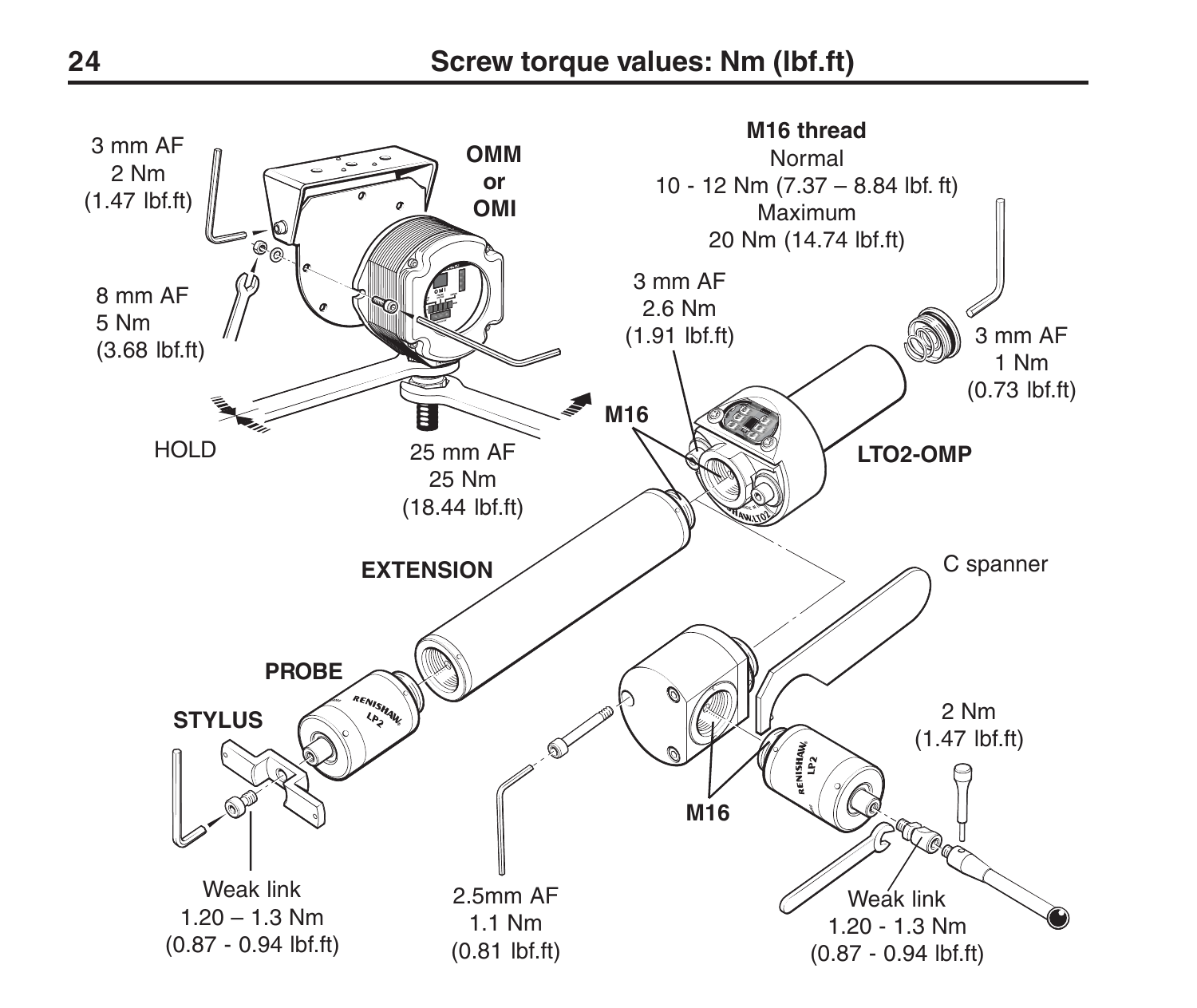# Screw torque values: Nm (lbf.ft)

3 mm AF
2 Nm
(1.47 lbf.ft)

**OMM**
**or**
**OMI**

8 mm AF
5 Nm
(3.68 lbf.ft)

HOLD

25 mm AF
25 Nm
(18.44 lbf.ft)

**M16 thread**
Normal
10 - 12 Nm (7.37 – 8.84 lbf. ft)
Maximum
20 Nm (14.74 lbf.ft)

3 mm AF
2.6 Nm
(1.91 lbf.ft)

3 mm AF
1 Nm
(0.73 lbf.ft)

**M16**

**LTO2-OMP**

**EXTENSION**

C spanner

**PROBE**

**STYLUS**

2 Nm
(1.47 lbf.ft)

**M16**

Weak link
1.20 – 1.3 Nm
(0.87 - 0.94 lbf.ft)

2.5mm AF
1.1 Nm
(0.81 lbf.ft)

Weak link
1.20 - 1.3 Nm
(0.87 - 0.94 lbf.ft)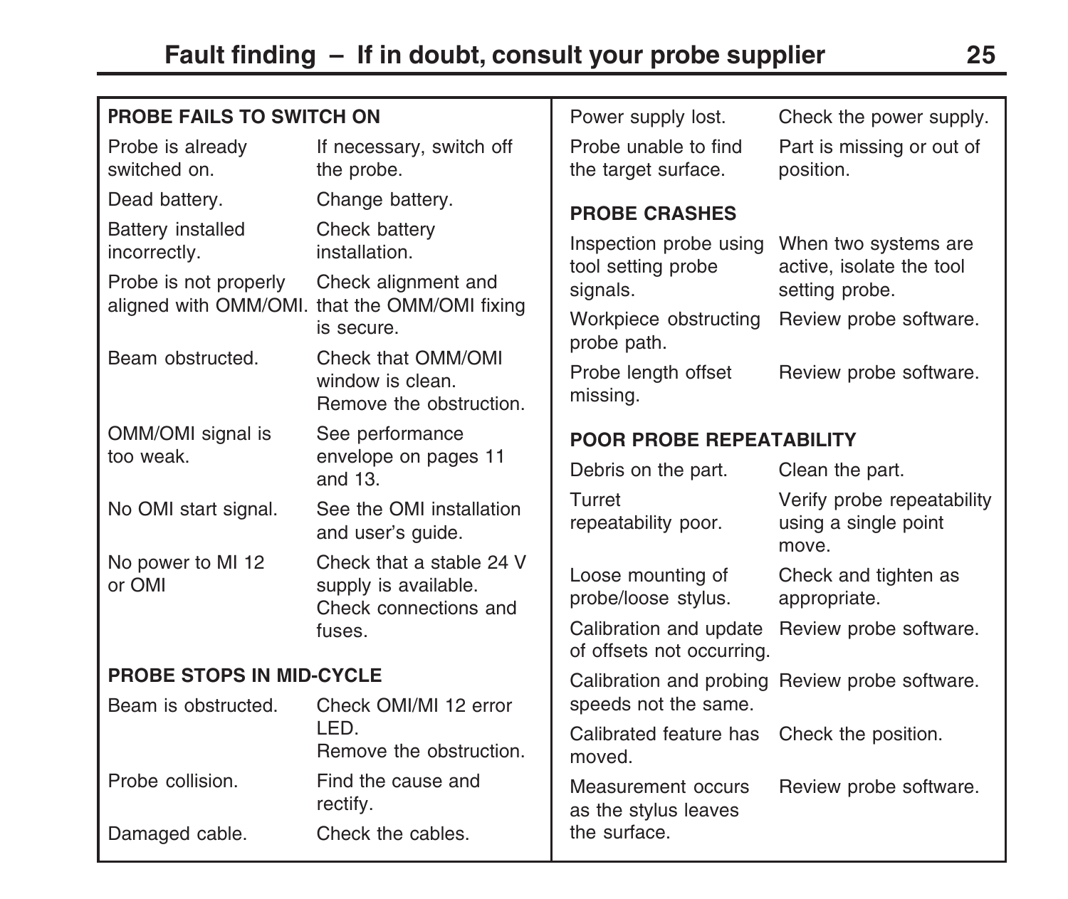## Fault finding – If in doubt, consult your probe supplier

### PROBE FAILS TO SWITCH ON

| Fault | Action |
| --- | --- |
| Probe is already switched on. | If necessary, switch off the probe. |
| Dead battery. | Change battery. |
| Battery installed incorrectly. | Check battery installation. |
| Probe is not properly aligned with OMM/OMI. | Check alignment and that the OMM/OMI fixing is secure. |
| Beam obstructed. | Check that OMM/OMI window is clean. Remove the obstruction. |
| OMM/OMI signal is too weak. | See performance envelope on pages 11 and 13. |
| No OMI start signal. | See the OMI installation and user's guide. |
| No power to MI 12 or OMI | Check that a stable 24 V supply is available. Check connections and fuses. |

### PROBE STOPS IN MID-CYCLE

| Fault | Action |
| --- | --- |
| Beam is obstructed. | Check OMI/MI 12 error LED. Remove the obstruction. |
| Probe collision. | Find the cause and rectify. |
| Damaged cable. | Check the cables. |
| Power supply lost. | Check the power supply. |
| Probe unable to find the target surface. | Part is missing or out of position. |

### PROBE CRASHES

| Fault | Action |
| --- | --- |
| Inspection probe using tool setting probe signals. | When two systems are active, isolate the tool setting probe. |
| Workpiece obstructing probe path. | Review probe software. |
| Probe length offset missing. | Review probe software. |

### POOR PROBE REPEATABILITY

| Fault | Action |
| --- | --- |
| Debris on the part. | Clean the part. |
| Turret repeatability poor. | Verify probe repeatability using a single point move. |
| Loose mounting of probe/loose stylus. | Check and tighten as appropriate. |
| Calibration and update of offsets not occurring. | Review probe software. |
| Calibration and probing speeds not the same. | Review probe software. |
| Calibrated feature has moved. | Check the position. |
| Measurement occurs as the stylus leaves the surface. | Review probe software. |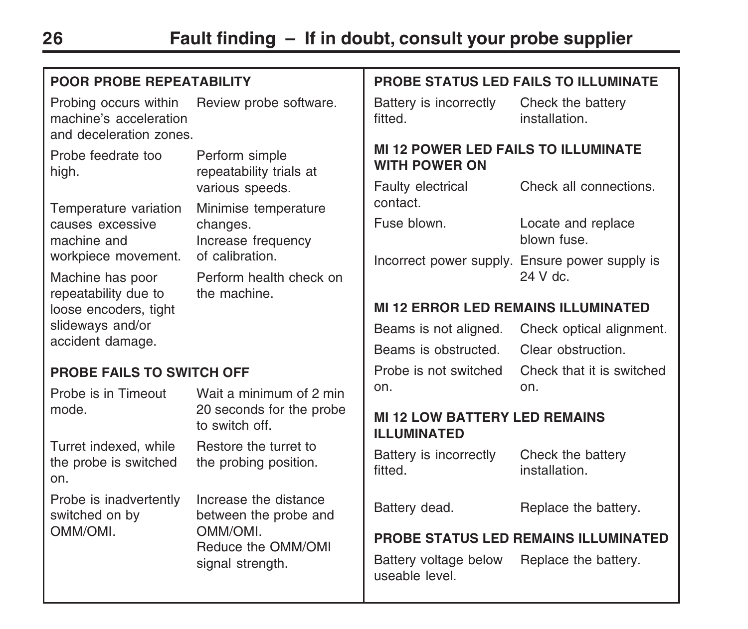# Fault finding – If in doubt, consult your probe supplier

### POOR PROBE REPEATABILITY

| Cause | Action |
|---|---|
| Probing occurs within machine's acceleration and deceleration zones. | Review probe software. |
| Probe feedrate too high. | Perform simple repeatability trials at various speeds. |
| Temperature variation causes excessive machine and workpiece movement. | Minimise temperature changes. Increase frequency of calibration. |
| Machine has poor repeatability due to loose encoders, tight slideways and/or accident damage. | Perform health check on the machine. |

### PROBE FAILS TO SWITCH OFF

| Cause | Action |
|---|---|
| Probe is in Timeout mode. | Wait a minimum of 2 min 20 seconds for the probe to switch off. |
| Turret indexed, while the probe is switched on. | Restore the turret to the probing position. |
| Probe is inadvertently switched on by OMM/OMI. | Increase the distance between the probe and OMM/OMI. Reduce the OMM/OMI signal strength. |

### PROBE STATUS LED FAILS TO ILLUMINATE

| Cause | Action |
|---|---|
| Battery is incorrectly fitted. | Check the battery installation. |

### MI 12 POWER LED FAILS TO ILLUMINATE WITH POWER ON

| Cause | Action |
|---|---|
| Faulty electrical contact. | Check all connections. |
| Fuse blown. | Locate and replace blown fuse. |
| Incorrect power supply. | Ensure power supply is 24 V dc. |

### MI 12 ERROR LED REMAINS ILLUMINATED

| Cause | Action |
|---|---|
| Beams is not aligned. | Check optical alignment. |
| Beams is obstructed. | Clear obstruction. |
| Probe is not switched on. | Check that it is switched on. |

### MI 12 LOW BATTERY LED REMAINS ILLUMINATED

| Cause | Action |
|---|---|
| Battery is incorrectly fitted. | Check the battery installation. |
| Battery dead. | Replace the battery. |

### PROBE STATUS LED REMAINS ILLUMINATED

| Cause | Action |
|---|---|
| Battery voltage below useable level. | Replace the battery. |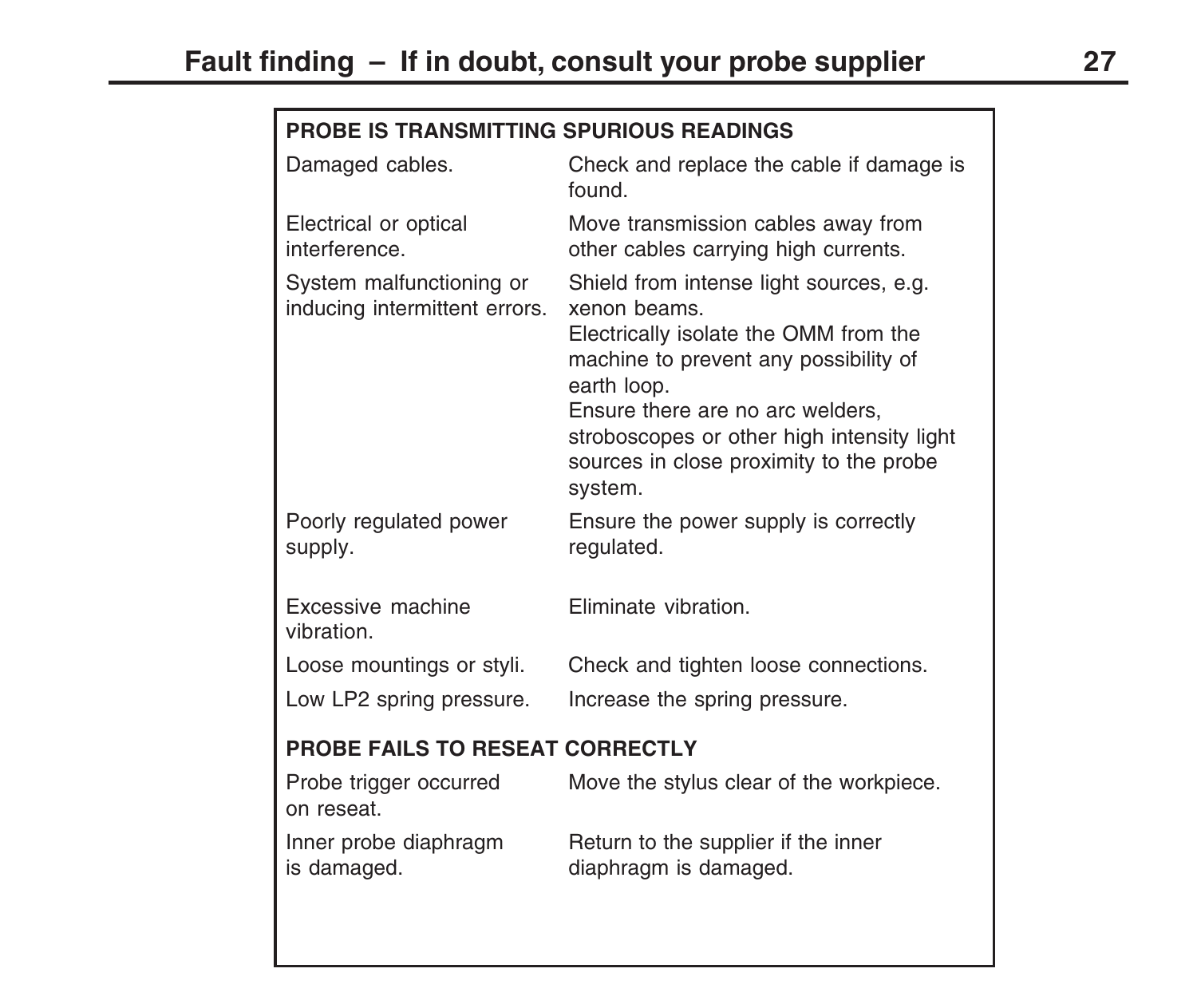# Fault finding – If in doubt, consult your probe supplier

| PROBE IS TRANSMITTING SPURIOUS READINGS | |
|---|---|
| Damaged cables. | Check and replace the cable if damage is found. |
| Electrical or optical interference. | Move transmission cables away from other cables carrying high currents. |
| System malfunctioning or inducing intermittent errors. | Shield from intense light sources, e.g. xenon beams.<br>Electrically isolate the OMM from the machine to prevent any possibility of earth loop.<br>Ensure there are no arc welders, stroboscopes or other high intensity light sources in close proximity to the probe system. |
| Poorly regulated power supply. | Ensure the power supply is correctly regulated. |
| Excessive machine vibration. | Eliminate vibration. |
| Loose mountings or styli. | Check and tighten loose connections. |
| Low LP2 spring pressure. | Increase the spring pressure. |
| **PROBE FAILS TO RESEAT CORRECTLY** | |
| Probe trigger occurred on reseat. | Move the stylus clear of the workpiece. |
| Inner probe diaphragm is damaged. | Return to the supplier if the inner diaphragm is damaged. |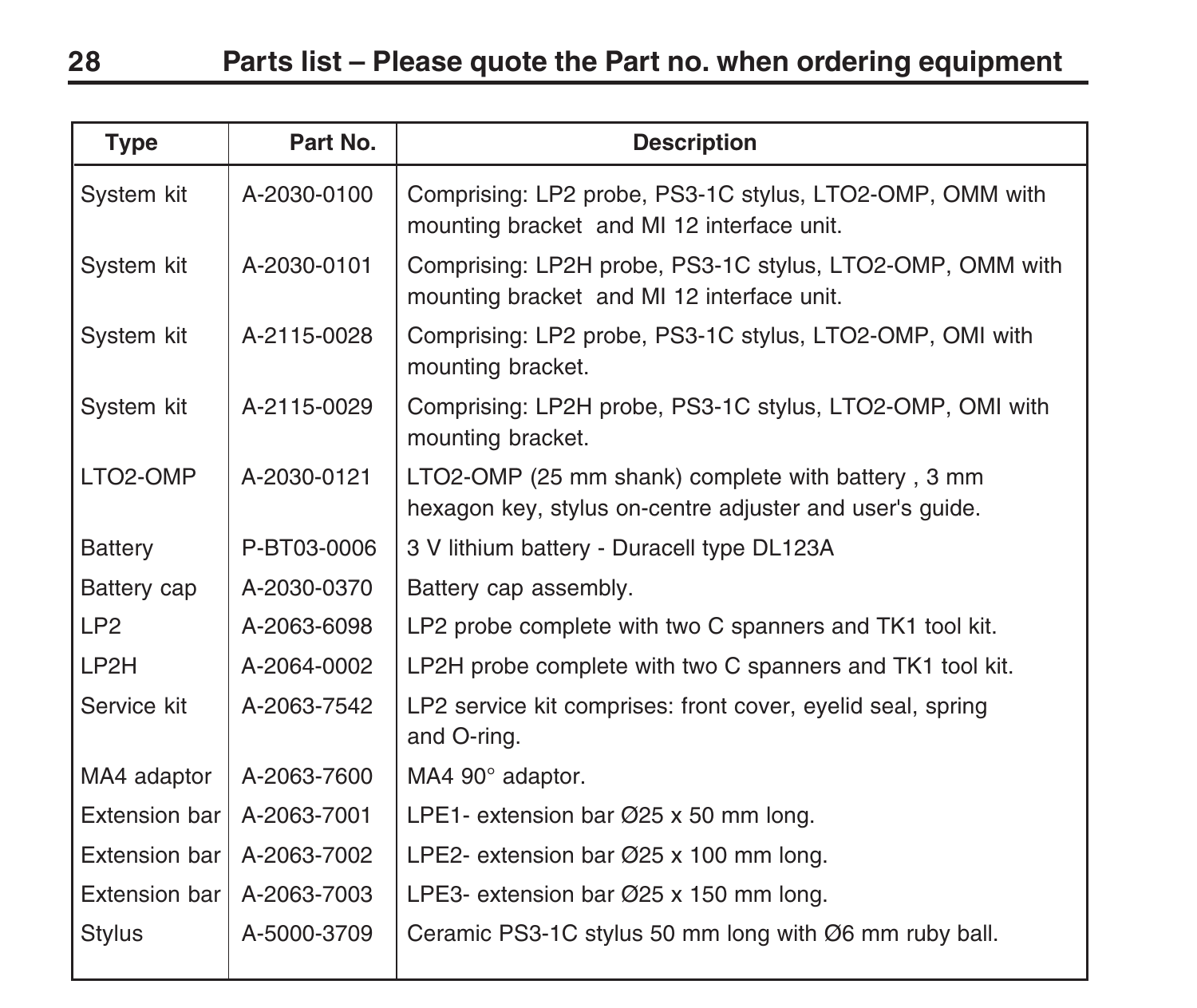## Parts list – Please quote the Part no. when ordering equipment

| Type | Part No. | Description |
| --- | --- | --- |
| System kit | A-2030-0100 | Comprising: LP2 probe, PS3-1C stylus, LTO2-OMP, OMM with mounting bracket and MI 12 interface unit. |
| System kit | A-2030-0101 | Comprising: LP2H probe, PS3-1C stylus, LTO2-OMP, OMM with mounting bracket and MI 12 interface unit. |
| System kit | A-2115-0028 | Comprising: LP2 probe, PS3-1C stylus, LTO2-OMP, OMI with mounting bracket. |
| System kit | A-2115-0029 | Comprising: LP2H probe, PS3-1C stylus, LTO2-OMP, OMI with mounting bracket. |
| LTO2-OMP | A-2030-0121 | LTO2-OMP (25 mm shank) complete with battery , 3 mm hexagon key, stylus on-centre adjuster and user's guide. |
| Battery | P-BT03-0006 | 3 V lithium battery - Duracell type DL123A |
| Battery cap | A-2030-0370 | Battery cap assembly. |
| LP2 | A-2063-6098 | LP2 probe complete with two C spanners and TK1 tool kit. |
| LP2H | A-2064-0002 | LP2H probe complete with two C spanners and TK1 tool kit. |
| Service kit | A-2063-7542 | LP2 service kit comprises: front cover, eyelid seal, spring and O-ring. |
| MA4 adaptor | A-2063-7600 | MA4 90° adaptor. |
| Extension bar | A-2063-7001 | LPE1- extension bar Ø25 x 50 mm long. |
| Extension bar | A-2063-7002 | LPE2- extension bar Ø25 x 100 mm long. |
| Extension bar | A-2063-7003 | LPE3- extension bar Ø25 x 150 mm long. |
| Stylus | A-5000-3709 | Ceramic PS3-1C stylus 50 mm long with Ø6 mm ruby ball. |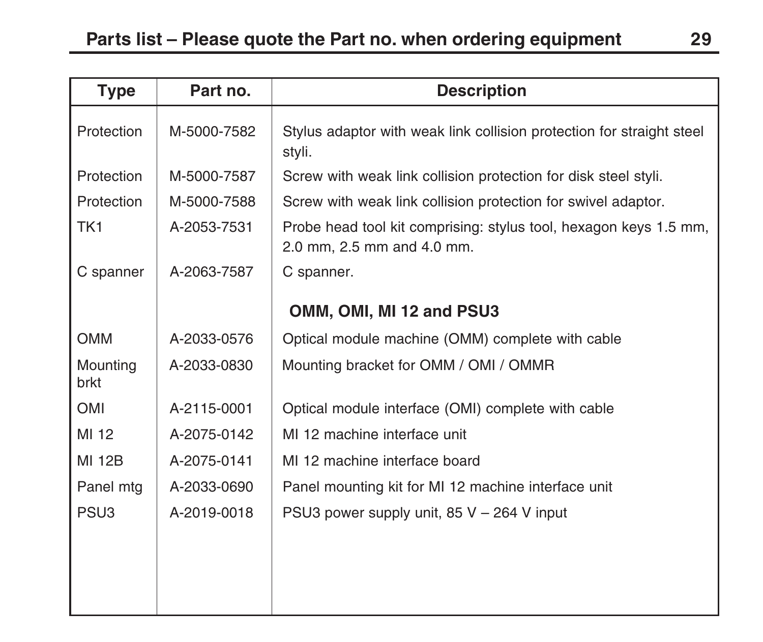## Parts list – Please quote the Part no. when ordering equipment

| Type | Part no. | Description |
|---|---|---|
| Protection | M-5000-7582 | Stylus adaptor with weak link collision protection for straight steel styli. |
| Protection | M-5000-7587 | Screw with weak link collision protection for disk steel styli. |
| Protection | M-5000-7588 | Screw with weak link collision protection for swivel adaptor. |
| TK1 | A-2053-7531 | Probe head tool kit comprising: stylus tool, hexagon keys 1.5 mm, 2.0 mm, 2.5 mm and 4.0 mm. |
| C spanner | A-2063-7587 | C spanner. |
| | | **OMM, OMI, MI 12 and PSU3** |
| OMM | A-2033-0576 | Optical module machine (OMM) complete with cable |
| Mounting brkt | A-2033-0830 | Mounting bracket for OMM / OMI / OMMR |
| OMI | A-2115-0001 | Optical module interface (OMI) complete with cable |
| MI 12 | A-2075-0142 | MI 12 machine interface unit |
| MI 12B | A-2075-0141 | MI 12 machine interface board |
| Panel mtg | A-2033-0690 | Panel mounting kit for MI 12 machine interface unit |
| PSU3 | A-2019-0018 | PSU3 power supply unit, 85 V – 264 V input |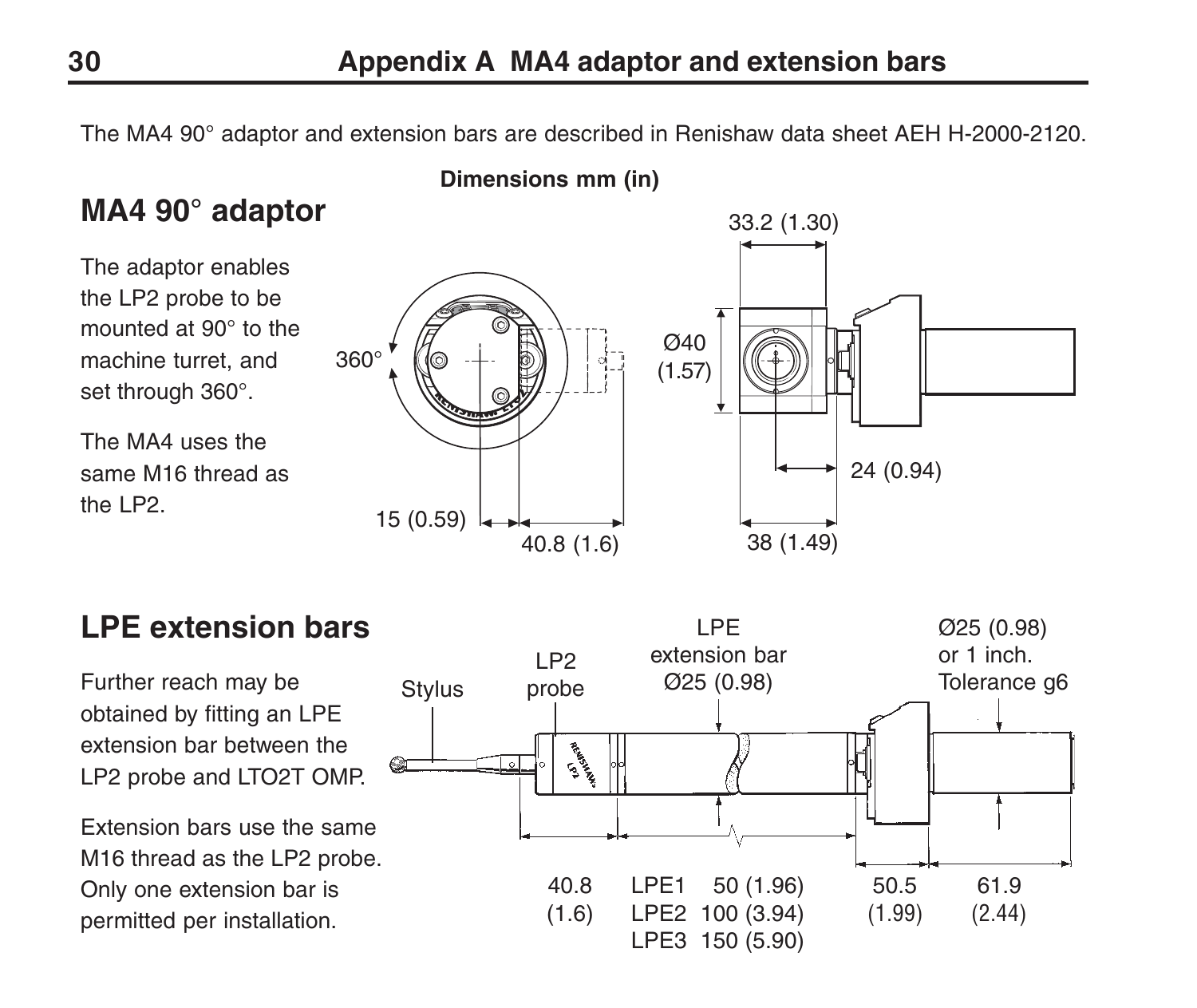# Appendix A MA4 adaptor and extension bars

The MA4 90° adaptor and extension bars are described in Renishaw data sheet AEH H-2000-2120.

**Dimensions mm (in)**

## MA4 90° adaptor

The adaptor enables the LP2 probe to be mounted at 90° to the machine turret, and set through 360°.

The MA4 uses the same M16 thread as the LP2.

360°

15 (0.59)

40.8 (1.6)

33.2 (1.30)

Ø40 (1.57)

24 (0.94)

38 (1.49)

## LPE extension bars

Further reach may be obtained by fitting an LPE extension bar between the LP2 probe and LTO2T OMP.

Extension bars use the same M16 thread as the LP2 probe. Only one extension bar is permitted per installation.

Stylus

LP2 probe

LPE extension bar Ø25 (0.98)

Ø25 (0.98) or 1 inch. Tolerance g6

40.8 (1.6)

LPE1 50 (1.96)
LPE2 100 (3.94)
LPE3 150 (5.90)

50.5 (1.99)

61.9 (2.44)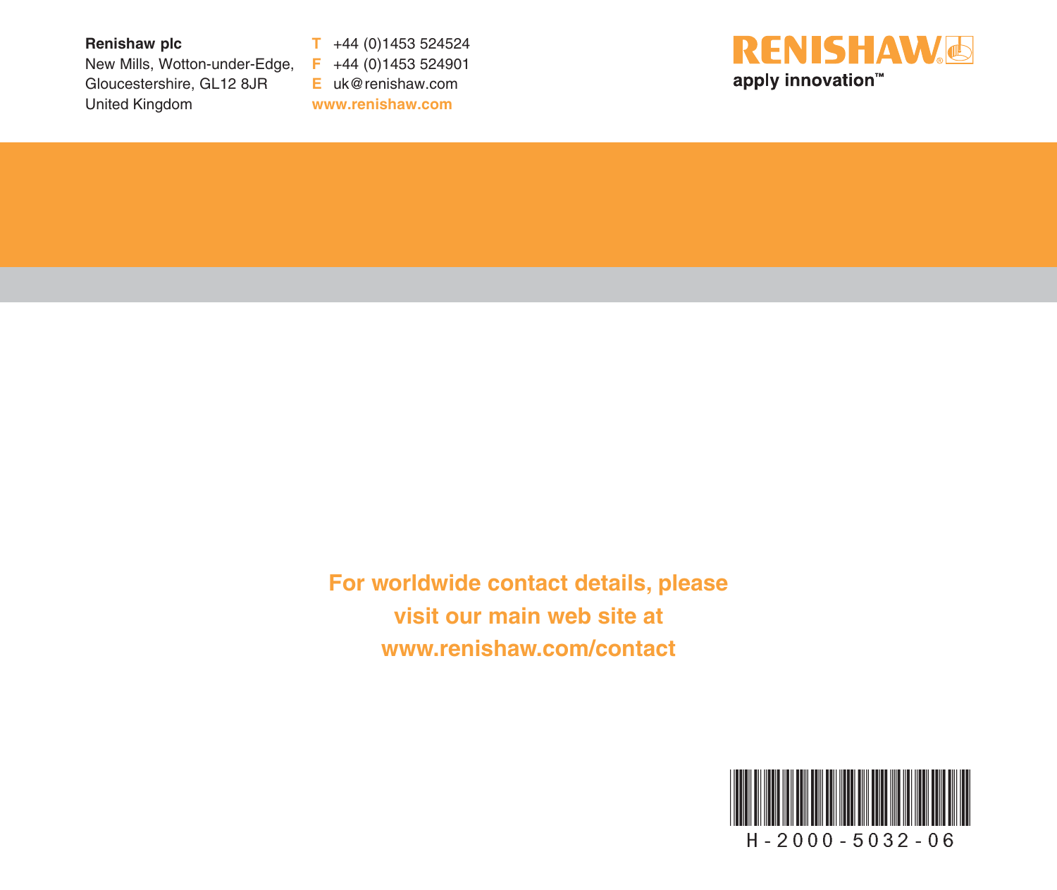**Renishaw plc**
New Mills, Wotton-under-Edge,
Gloucestershire, GL12 8JR
United Kingdom

**T** +44 (0)1453 524524
**F** +44 (0)1453 524901
**E** uk@renishaw.com
**www.renishaw.com**

RENISHAW
apply innovation™

**For worldwide contact details, please visit our main web site at www.renishaw.com/contact**

H-2000-5032-06